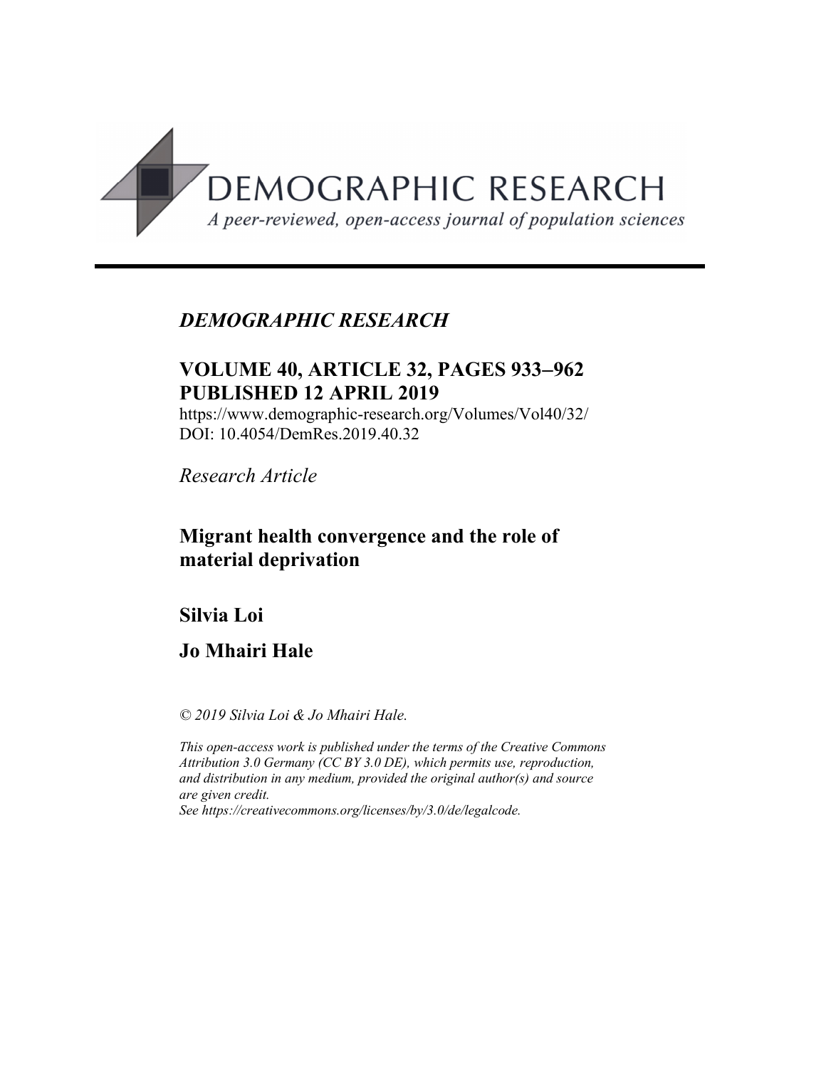DEMOGRAPHIC RESEARCH

*A peer-reviewed, open-access journal of population sciences*

*DEMOGRAPHIC RESEARCH*

**VOLUME 40, ARTICLE 32, PAGES 933–962**
**PUBLISHED 12 APRIL 2019**

https://www.demographic-research.org/Volumes/Vol40/32/
DOI: 10.4054/DemRes.2019.40.32

*Research Article*

# Migrant health convergence and the role of material deprivation

**Silvia Loi**

**Jo Mhairi Hale**

*© 2019 Silvia Loi & Jo Mhairi Hale.*

*This open-access work is published under the terms of the Creative Commons Attribution 3.0 Germany (CC BY 3.0 DE), which permits use, reproduction, and distribution in any medium, provided the original author(s) and source are given credit.*
*See https://creativecommons.org/licenses/by/3.0/de/legalcode.*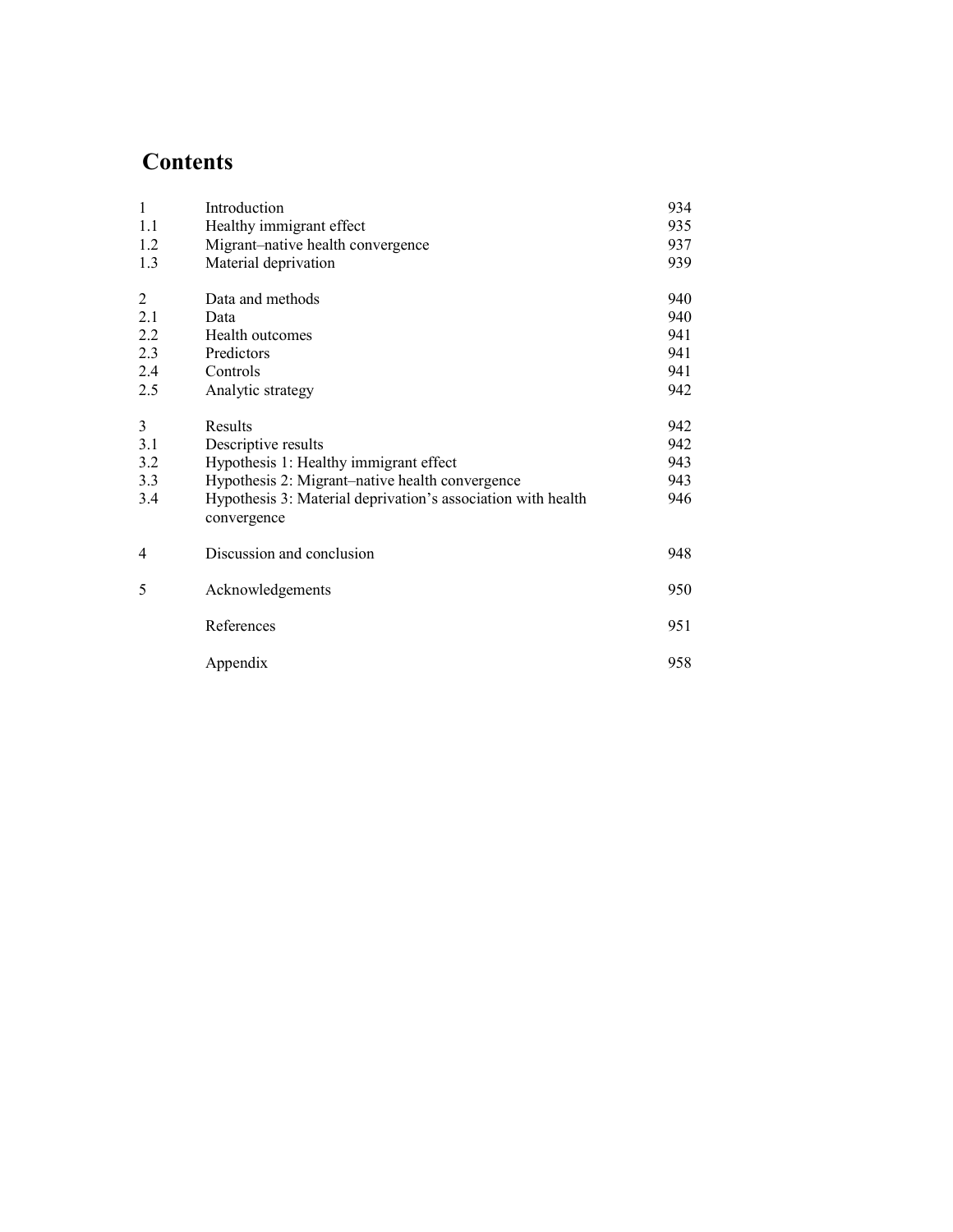# Contents

| | | |
|---|---|---|
| 1 | Introduction | 934 |
| 1.1 | Healthy immigrant effect | 935 |
| 1.2 | Migrant–native health convergence | 937 |
| 1.3 | Material deprivation | 939 |
| | | |
| 2 | Data and methods | 940 |
| 2.1 | Data | 940 |
| 2.2 | Health outcomes | 941 |
| 2.3 | Predictors | 941 |
| 2.4 | Controls | 941 |
| 2.5 | Analytic strategy | 942 |
| | | |
| 3 | Results | 942 |
| 3.1 | Descriptive results | 942 |
| 3.2 | Hypothesis 1: Healthy immigrant effect | 943 |
| 3.3 | Hypothesis 2: Migrant–native health convergence | 943 |
| 3.4 | Hypothesis 3: Material deprivation's association with health convergence | 946 |
| | | |
| 4 | Discussion and conclusion | 948 |
| | | |
| 5 | Acknowledgements | 950 |
| | | |
| | References | 951 |
| | | |
| | Appendix | 958 |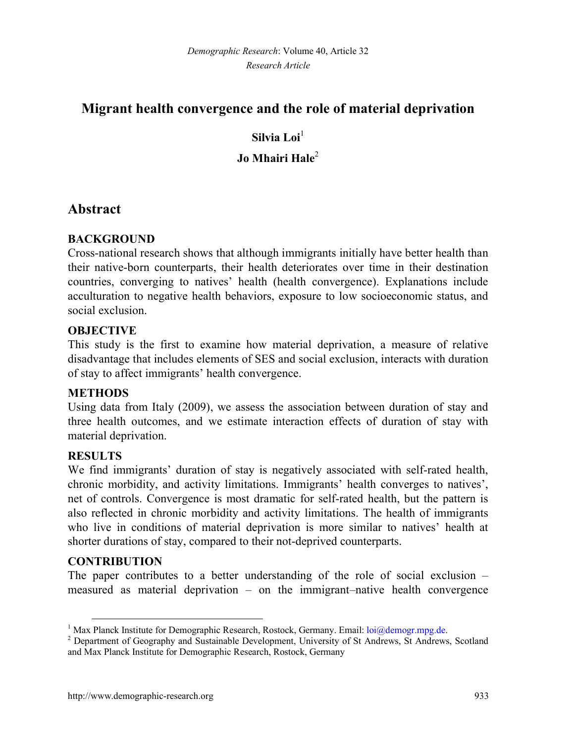# Migrant health convergence and the role of material deprivation

**Silvia Loi**[1]

**Jo Mhairi Hale**[2]

## Abstract

### BACKGROUND

Cross-national research shows that although immigrants initially have better health than their native-born counterparts, their health deteriorates over time in their destination countries, converging to natives' health (health convergence). Explanations include acculturation to negative health behaviors, exposure to low socioeconomic status, and social exclusion.

### OBJECTIVE

This study is the first to examine how material deprivation, a measure of relative disadvantage that includes elements of SES and social exclusion, interacts with duration of stay to affect immigrants' health convergence.

### METHODS

Using data from Italy (2009), we assess the association between duration of stay and three health outcomes, and we estimate interaction effects of duration of stay with material deprivation.

### RESULTS

We find immigrants' duration of stay is negatively associated with self-rated health, chronic morbidity, and activity limitations. Immigrants' health converges to natives', net of controls. Convergence is most dramatic for self-rated health, but the pattern is also reflected in chronic morbidity and activity limitations. The health of immigrants who live in conditions of material deprivation is more similar to natives' health at shorter durations of stay, compared to their not-deprived counterparts.

### CONTRIBUTION

The paper contributes to a better understanding of the role of social exclusion – measured as material deprivation – on the immigrant–native health convergence

---

[1] Max Planck Institute for Demographic Research, Rostock, Germany. Email: loi@demogr.mpg.de.

[2] Department of Geography and Sustainable Development, University of St Andrews, St Andrews, Scotland and Max Planck Institute for Demographic Research, Rostock, Germany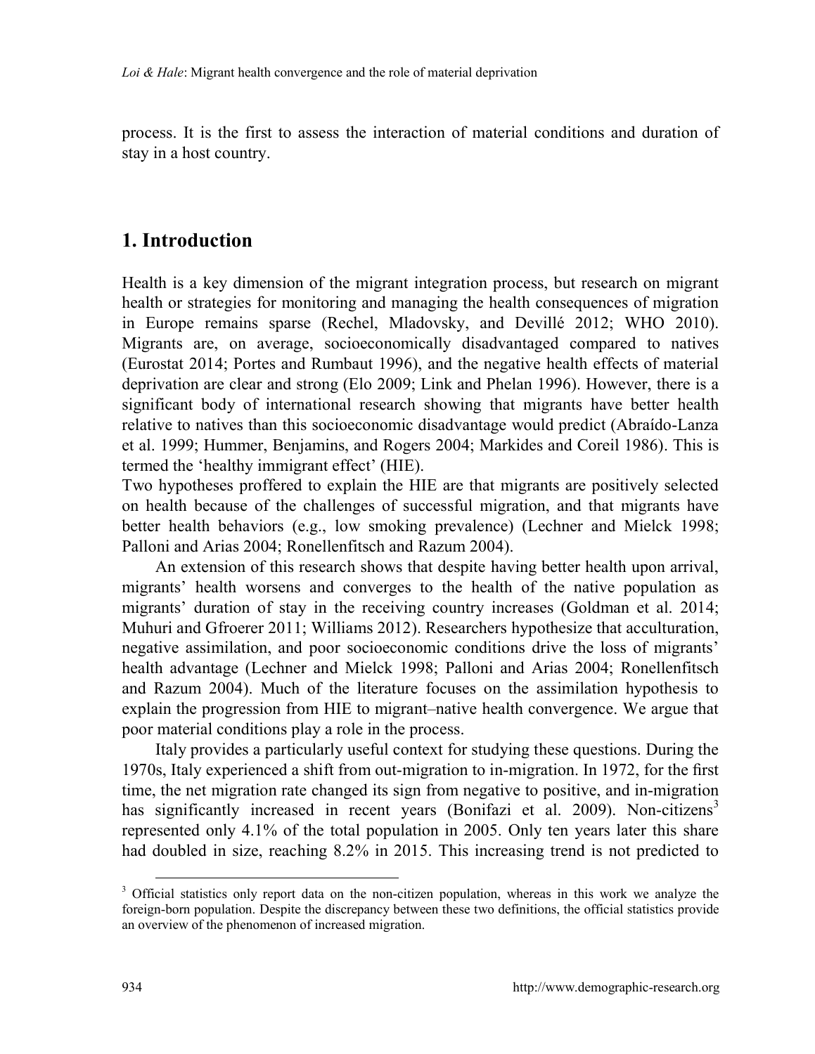process. It is the first to assess the interaction of material conditions and duration of stay in a host country.

## 1. Introduction

Health is a key dimension of the migrant integration process, but research on migrant health or strategies for monitoring and managing the health consequences of migration in Europe remains sparse (Rechel, Mladovsky, and Devillé 2012; WHO 2010). Migrants are, on average, socioeconomically disadvantaged compared to natives (Eurostat 2014; Portes and Rumbaut 1996), and the negative health effects of material deprivation are clear and strong (Elo 2009; Link and Phelan 1996). However, there is a significant body of international research showing that migrants have better health relative to natives than this socioeconomic disadvantage would predict (Abraído-Lanza et al. 1999; Hummer, Benjamins, and Rogers 2004; Markides and Coreil 1986). This is termed the 'healthy immigrant effect' (HIE).

Two hypotheses proffered to explain the HIE are that migrants are positively selected on health because of the challenges of successful migration, and that migrants have better health behaviors (e.g., low smoking prevalence) (Lechner and Mielck 1998; Palloni and Arias 2004; Ronellenfitsch and Razum 2004).

An extension of this research shows that despite having better health upon arrival, migrants' health worsens and converges to the health of the native population as migrants' duration of stay in the receiving country increases (Goldman et al. 2014; Muhuri and Gfroerer 2011; Williams 2012). Researchers hypothesize that acculturation, negative assimilation, and poor socioeconomic conditions drive the loss of migrants' health advantage (Lechner and Mielck 1998; Palloni and Arias 2004; Ronellenfitsch and Razum 2004). Much of the literature focuses on the assimilation hypothesis to explain the progression from HIE to migrant–native health convergence. We argue that poor material conditions play a role in the process.

Italy provides a particularly useful context for studying these questions. During the 1970s, Italy experienced a shift from out-migration to in-migration. In 1972, for the first time, the net migration rate changed its sign from negative to positive, and in-migration has significantly increased in recent years (Bonifazi et al. 2009). Non-citizens[3] represented only 4.1% of the total population in 2005. Only ten years later this share had doubled in size, reaching 8.2% in 2015. This increasing trend is not predicted to

[3] Official statistics only report data on the non-citizen population, whereas in this work we analyze the foreign-born population. Despite the discrepancy between these two definitions, the official statistics provide an overview of the phenomenon of increased migration.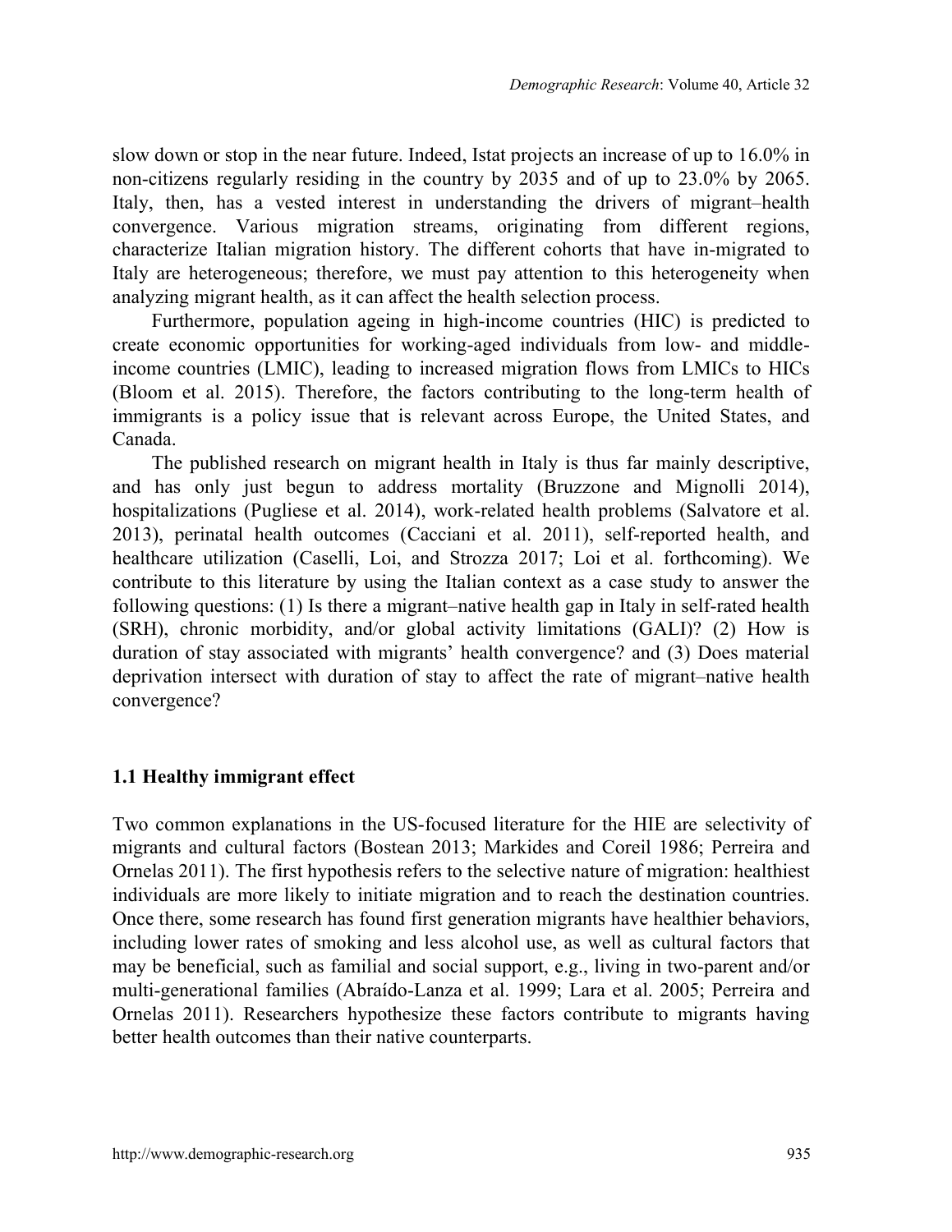slow down or stop in the near future. Indeed, Istat projects an increase of up to 16.0% in non-citizens regularly residing in the country by 2035 and of up to 23.0% by 2065. Italy, then, has a vested interest in understanding the drivers of migrant–health convergence. Various migration streams, originating from different regions, characterize Italian migration history. The different cohorts that have in-migrated to Italy are heterogeneous; therefore, we must pay attention to this heterogeneity when analyzing migrant health, as it can affect the health selection process.

Furthermore, population ageing in high-income countries (HIC) is predicted to create economic opportunities for working-aged individuals from low- and middle-income countries (LMIC), leading to increased migration flows from LMICs to HICs (Bloom et al. 2015). Therefore, the factors contributing to the long-term health of immigrants is a policy issue that is relevant across Europe, the United States, and Canada.

The published research on migrant health in Italy is thus far mainly descriptive, and has only just begun to address mortality (Bruzzone and Mignolli 2014), hospitalizations (Pugliese et al. 2014), work-related health problems (Salvatore et al. 2013), perinatal health outcomes (Cacciani et al. 2011), self-reported health, and healthcare utilization (Caselli, Loi, and Strozza 2017; Loi et al. forthcoming). We contribute to this literature by using the Italian context as a case study to answer the following questions: (1) Is there a migrant–native health gap in Italy in self-rated health (SRH), chronic morbidity, and/or global activity limitations (GALI)? (2) How is duration of stay associated with migrants' health convergence? and (3) Does material deprivation intersect with duration of stay to affect the rate of migrant–native health convergence?

### 1.1 Healthy immigrant effect

Two common explanations in the US-focused literature for the HIE are selectivity of migrants and cultural factors (Bostean 2013; Markides and Coreil 1986; Perreira and Ornelas 2011). The first hypothesis refers to the selective nature of migration: healthiest individuals are more likely to initiate migration and to reach the destination countries. Once there, some research has found first generation migrants have healthier behaviors, including lower rates of smoking and less alcohol use, as well as cultural factors that may be beneficial, such as familial and social support, e.g., living in two-parent and/or multi-generational families (Abraído-Lanza et al. 1999; Lara et al. 2005; Perreira and Ornelas 2011). Researchers hypothesize these factors contribute to migrants having better health outcomes than their native counterparts.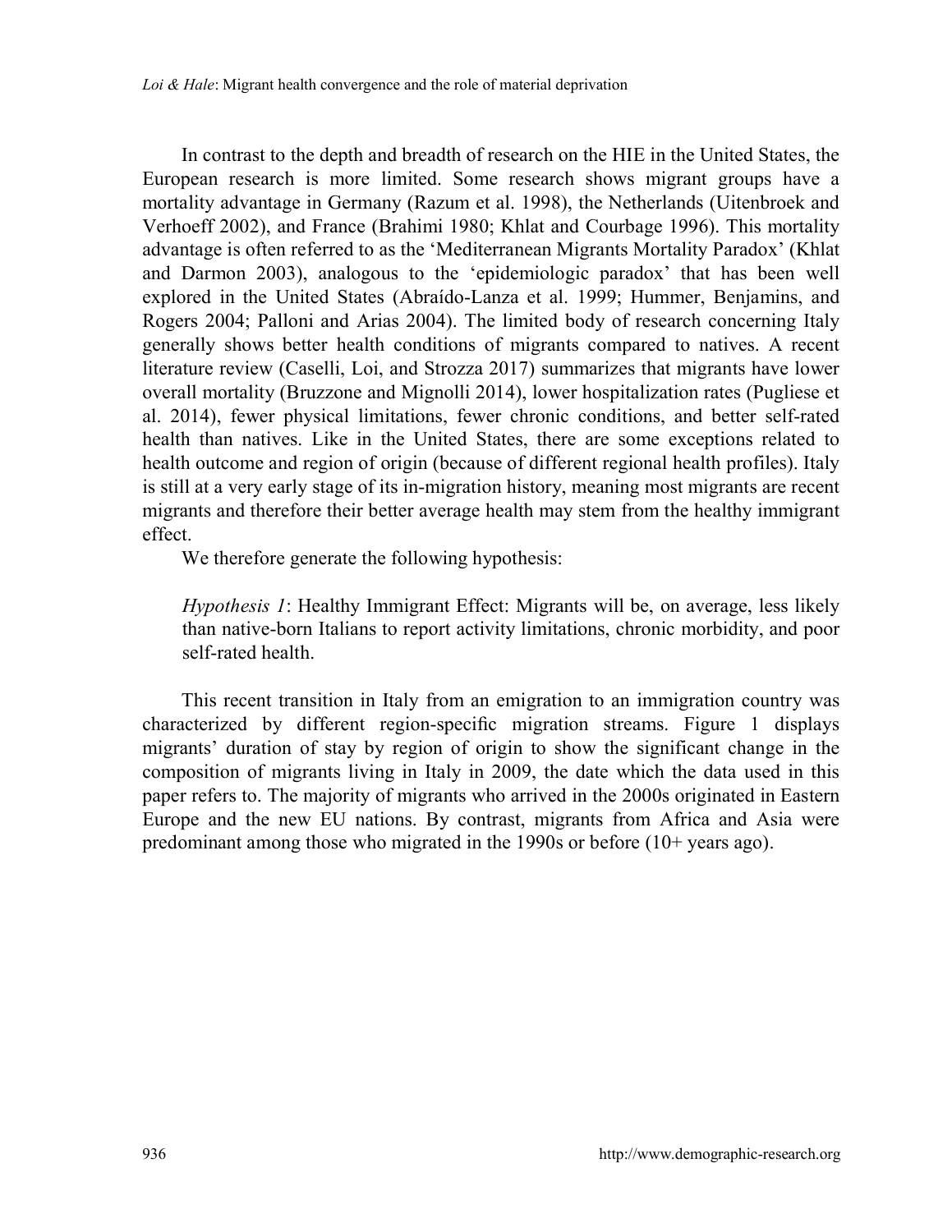In contrast to the depth and breadth of research on the HIE in the United States, the European research is more limited. Some research shows migrant groups have a mortality advantage in Germany (Razum et al. 1998), the Netherlands (Uitenbroek and Verhoeff 2002), and France (Brahimi 1980; Khlat and Courbage 1996). This mortality advantage is often referred to as the 'Mediterranean Migrants Mortality Paradox' (Khlat and Darmon 2003), analogous to the 'epidemiologic paradox' that has been well explored in the United States (Abraído-Lanza et al. 1999; Hummer, Benjamins, and Rogers 2004; Palloni and Arias 2004). The limited body of research concerning Italy generally shows better health conditions of migrants compared to natives. A recent literature review (Caselli, Loi, and Strozza 2017) summarizes that migrants have lower overall mortality (Bruzzone and Mignolli 2014), lower hospitalization rates (Pugliese et al. 2014), fewer physical limitations, fewer chronic conditions, and better self-rated health than natives. Like in the United States, there are some exceptions related to health outcome and region of origin (because of different regional health profiles). Italy is still at a very early stage of its in-migration history, meaning most migrants are recent migrants and therefore their better average health may stem from the healthy immigrant effect.

We therefore generate the following hypothesis:

> *Hypothesis 1*: Healthy Immigrant Effect: Migrants will be, on average, less likely than native-born Italians to report activity limitations, chronic morbidity, and poor self-rated health.

This recent transition in Italy from an emigration to an immigration country was characterized by different region-specific migration streams. Figure 1 displays migrants' duration of stay by region of origin to show the significant change in the composition of migrants living in Italy in 2009, the date which the data used in this paper refers to. The majority of migrants who arrived in the 2000s originated in Eastern Europe and the new EU nations. By contrast, migrants from Africa and Asia were predominant among those who migrated in the 1990s or before (10+ years ago).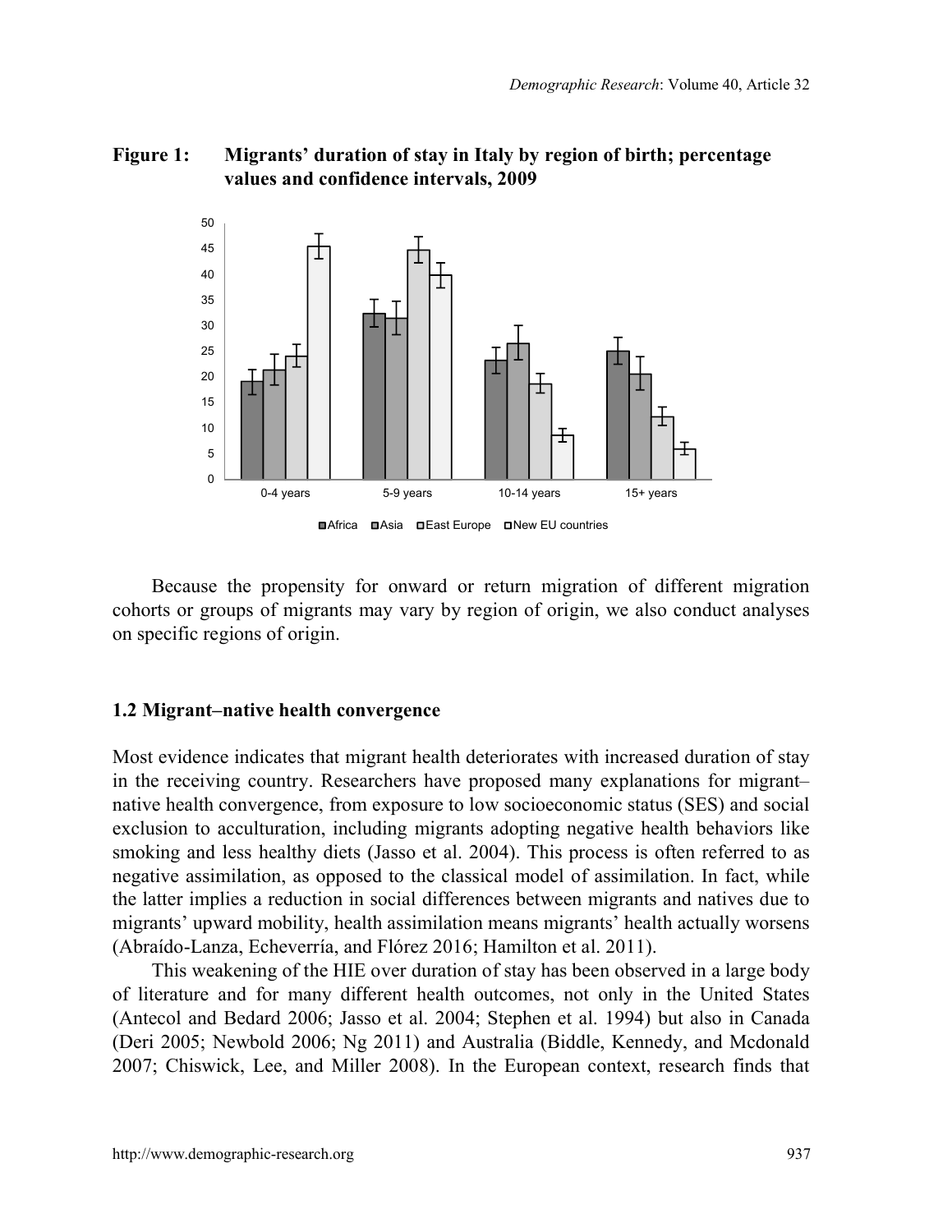**Figure 1: Migrants' duration of stay in Italy by region of birth; percentage values and confidence intervals, 2009**

Because the propensity for onward or return migration of different migration cohorts or groups of migrants may vary by region of origin, we also conduct analyses on specific regions of origin.

### 1.2 Migrant–native health convergence

Most evidence indicates that migrant health deteriorates with increased duration of stay in the receiving country. Researchers have proposed many explanations for migrant–native health convergence, from exposure to low socioeconomic status (SES) and social exclusion to acculturation, including migrants adopting negative health behaviors like smoking and less healthy diets (Jasso et al. 2004). This process is often referred to as negative assimilation, as opposed to the classical model of assimilation. In fact, while the latter implies a reduction in social differences between migrants and natives due to migrants' upward mobility, health assimilation means migrants' health actually worsens (Abraído-Lanza, Echeverría, and Flórez 2016; Hamilton et al. 2011).

This weakening of the HIE over duration of stay has been observed in a large body of literature and for many different health outcomes, not only in the United States (Antecol and Bedard 2006; Jasso et al. 2004; Stephen et al. 1994) but also in Canada (Deri 2005; Newbold 2006; Ng 2011) and Australia (Biddle, Kennedy, and Mcdonald 2007; Chiswick, Lee, and Miller 2008). In the European context, research finds that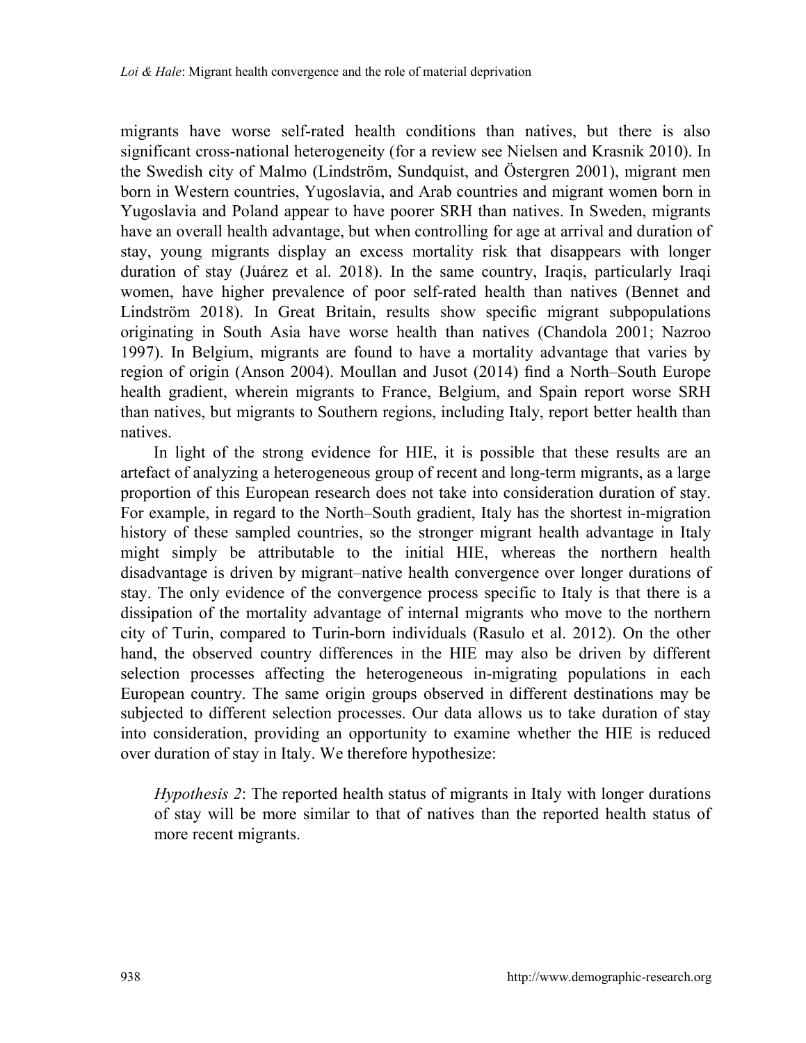migrants have worse self-rated health conditions than natives, but there is also significant cross-national heterogeneity (for a review see Nielsen and Krasnik 2010). In the Swedish city of Malmo (Lindström, Sundquist, and Östergren 2001), migrant men born in Western countries, Yugoslavia, and Arab countries and migrant women born in Yugoslavia and Poland appear to have poorer SRH than natives. In Sweden, migrants have an overall health advantage, but when controlling for age at arrival and duration of stay, young migrants display an excess mortality risk that disappears with longer duration of stay (Juárez et al. 2018). In the same country, Iraqis, particularly Iraqi women, have higher prevalence of poor self-rated health than natives (Bennet and Lindström 2018). In Great Britain, results show specific migrant subpopulations originating in South Asia have worse health than natives (Chandola 2001; Nazroo 1997). In Belgium, migrants are found to have a mortality advantage that varies by region of origin (Anson 2004). Moullan and Jusot (2014) find a North–South Europe health gradient, wherein migrants to France, Belgium, and Spain report worse SRH than natives, but migrants to Southern regions, including Italy, report better health than natives.

In light of the strong evidence for HIE, it is possible that these results are an artefact of analyzing a heterogeneous group of recent and long-term migrants, as a large proportion of this European research does not take into consideration duration of stay. For example, in regard to the North–South gradient, Italy has the shortest in-migration history of these sampled countries, so the stronger migrant health advantage in Italy might simply be attributable to the initial HIE, whereas the northern health disadvantage is driven by migrant–native health convergence over longer durations of stay. The only evidence of the convergence process specific to Italy is that there is a dissipation of the mortality advantage of internal migrants who move to the northern city of Turin, compared to Turin-born individuals (Rasulo et al. 2012). On the other hand, the observed country differences in the HIE may also be driven by different selection processes affecting the heterogeneous in-migrating populations in each European country. The same origin groups observed in different destinations may be subjected to different selection processes. Our data allows us to take duration of stay into consideration, providing an opportunity to examine whether the HIE is reduced over duration of stay in Italy. We therefore hypothesize:

> *Hypothesis 2*: The reported health status of migrants in Italy with longer durations of stay will be more similar to that of natives than the reported health status of more recent migrants.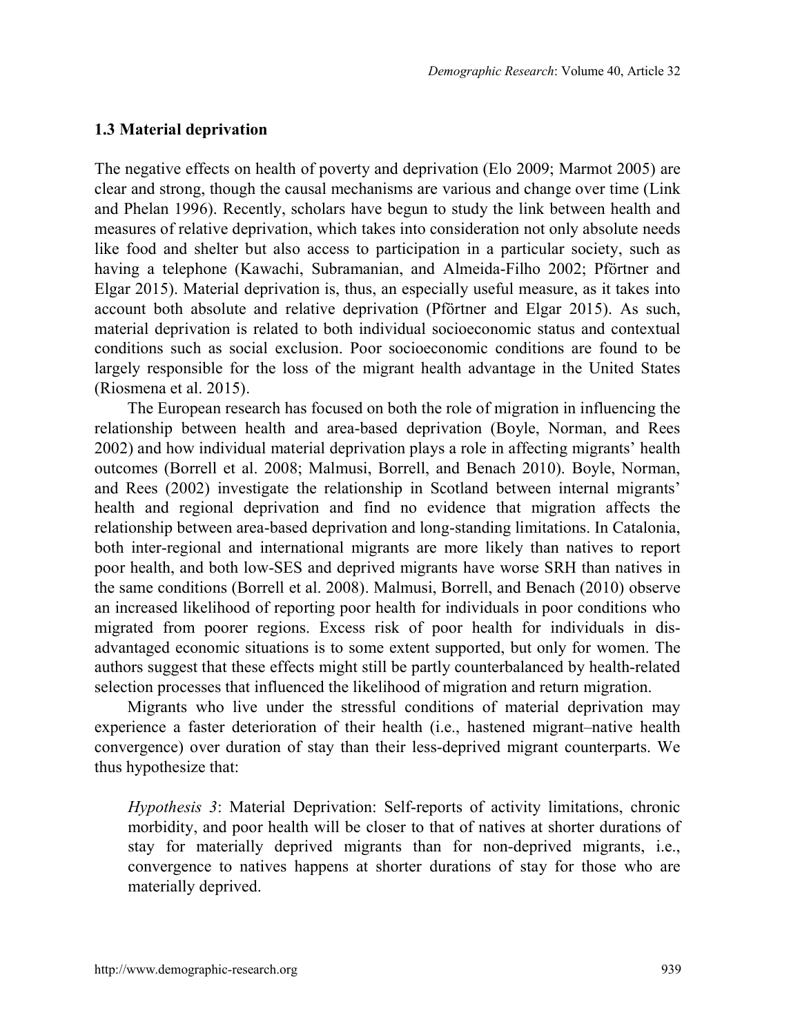### 1.3 Material deprivation

The negative effects on health of poverty and deprivation (Elo 2009; Marmot 2005) are clear and strong, though the causal mechanisms are various and change over time (Link and Phelan 1996). Recently, scholars have begun to study the link between health and measures of relative deprivation, which takes into consideration not only absolute needs like food and shelter but also access to participation in a particular society, such as having a telephone (Kawachi, Subramanian, and Almeida-Filho 2002; Pförtner and Elgar 2015). Material deprivation is, thus, an especially useful measure, as it takes into account both absolute and relative deprivation (Pförtner and Elgar 2015). As such, material deprivation is related to both individual socioeconomic status and contextual conditions such as social exclusion. Poor socioeconomic conditions are found to be largely responsible for the loss of the migrant health advantage in the United States (Riosmena et al. 2015).

The European research has focused on both the role of migration in influencing the relationship between health and area-based deprivation (Boyle, Norman, and Rees 2002) and how individual material deprivation plays a role in affecting migrants' health outcomes (Borrell et al. 2008; Malmusi, Borrell, and Benach 2010). Boyle, Norman, and Rees (2002) investigate the relationship in Scotland between internal migrants' health and regional deprivation and find no evidence that migration affects the relationship between area-based deprivation and long-standing limitations. In Catalonia, both inter-regional and international migrants are more likely than natives to report poor health, and both low-SES and deprived migrants have worse SRH than natives in the same conditions (Borrell et al. 2008). Malmusi, Borrell, and Benach (2010) observe an increased likelihood of reporting poor health for individuals in poor conditions who migrated from poorer regions. Excess risk of poor health for individuals in disadvantaged economic situations is to some extent supported, but only for women. The authors suggest that these effects might still be partly counterbalanced by health-related selection processes that influenced the likelihood of migration and return migration.

Migrants who live under the stressful conditions of material deprivation may experience a faster deterioration of their health (i.e., hastened migrant–native health convergence) over duration of stay than their less-deprived migrant counterparts. We thus hypothesize that:

> *Hypothesis 3*: Material Deprivation: Self-reports of activity limitations, chronic morbidity, and poor health will be closer to that of natives at shorter durations of stay for materially deprived migrants than for non-deprived migrants, i.e., convergence to natives happens at shorter durations of stay for those who are materially deprived.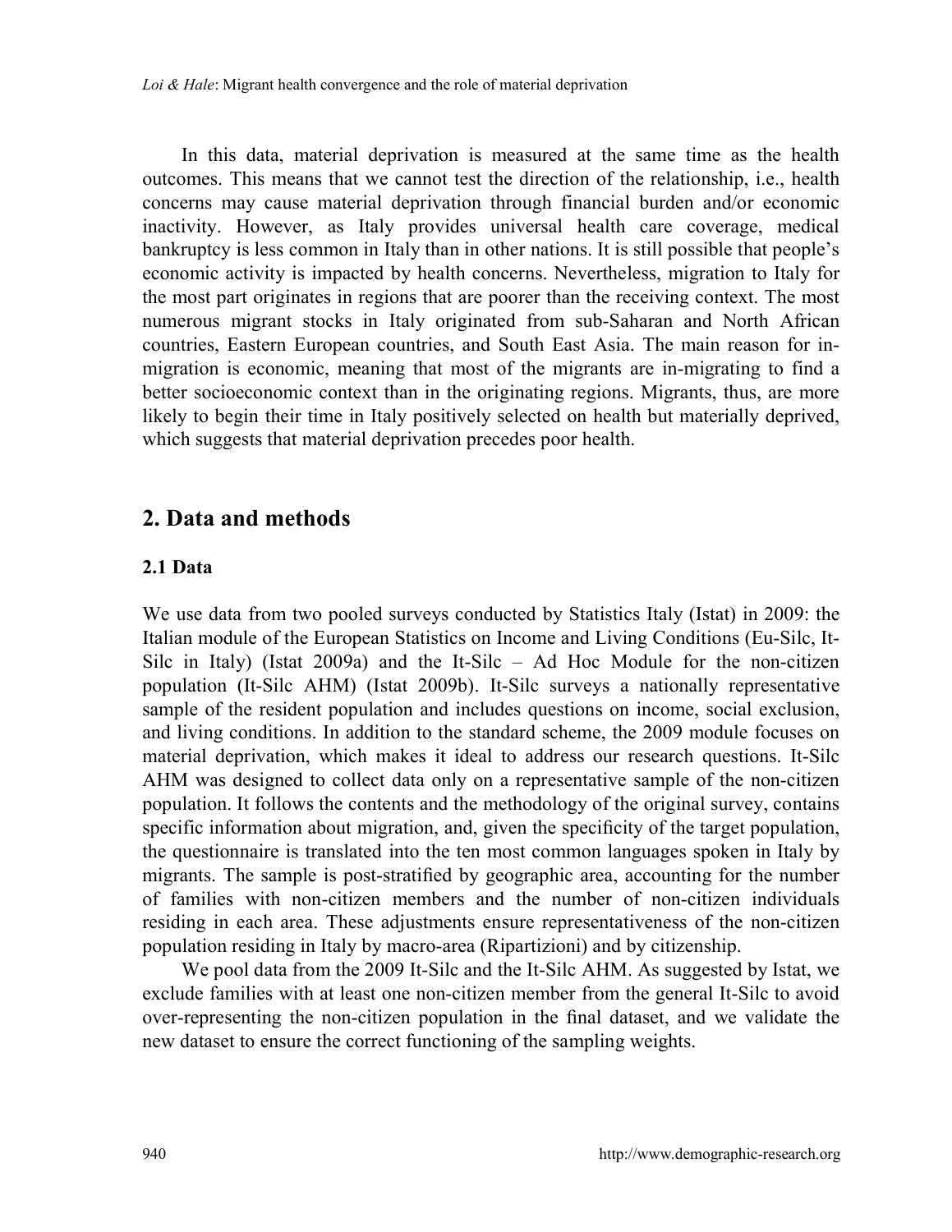In this data, material deprivation is measured at the same time as the health outcomes. This means that we cannot test the direction of the relationship, i.e., health concerns may cause material deprivation through financial burden and/or economic inactivity. However, as Italy provides universal health care coverage, medical bankruptcy is less common in Italy than in other nations. It is still possible that people's economic activity is impacted by health concerns. Nevertheless, migration to Italy for the most part originates in regions that are poorer than the receiving context. The most numerous migrant stocks in Italy originated from sub-Saharan and North African countries, Eastern European countries, and South East Asia. The main reason for in-migration is economic, meaning that most of the migrants are in-migrating to find a better socioeconomic context than in the originating regions. Migrants, thus, are more likely to begin their time in Italy positively selected on health but materially deprived, which suggests that material deprivation precedes poor health.

## 2. Data and methods

### 2.1 Data

We use data from two pooled surveys conducted by Statistics Italy (Istat) in 2009: the Italian module of the European Statistics on Income and Living Conditions (Eu-Silc, It-Silc in Italy) (Istat 2009a) and the It-Silc – Ad Hoc Module for the non-citizen population (It-Silc AHM) (Istat 2009b). It-Silc surveys a nationally representative sample of the resident population and includes questions on income, social exclusion, and living conditions. In addition to the standard scheme, the 2009 module focuses on material deprivation, which makes it ideal to address our research questions. It-Silc AHM was designed to collect data only on a representative sample of the non-citizen population. It follows the contents and the methodology of the original survey, contains specific information about migration, and, given the specificity of the target population, the questionnaire is translated into the ten most common languages spoken in Italy by migrants. The sample is post-stratified by geographic area, accounting for the number of families with non-citizen members and the number of non-citizen individuals residing in each area. These adjustments ensure representativeness of the non-citizen population residing in Italy by macro-area (Ripartizioni) and by citizenship.

We pool data from the 2009 It-Silc and the It-Silc AHM. As suggested by Istat, we exclude families with at least one non-citizen member from the general It-Silc to avoid over-representing the non-citizen population in the final dataset, and we validate the new dataset to ensure the correct functioning of the sampling weights.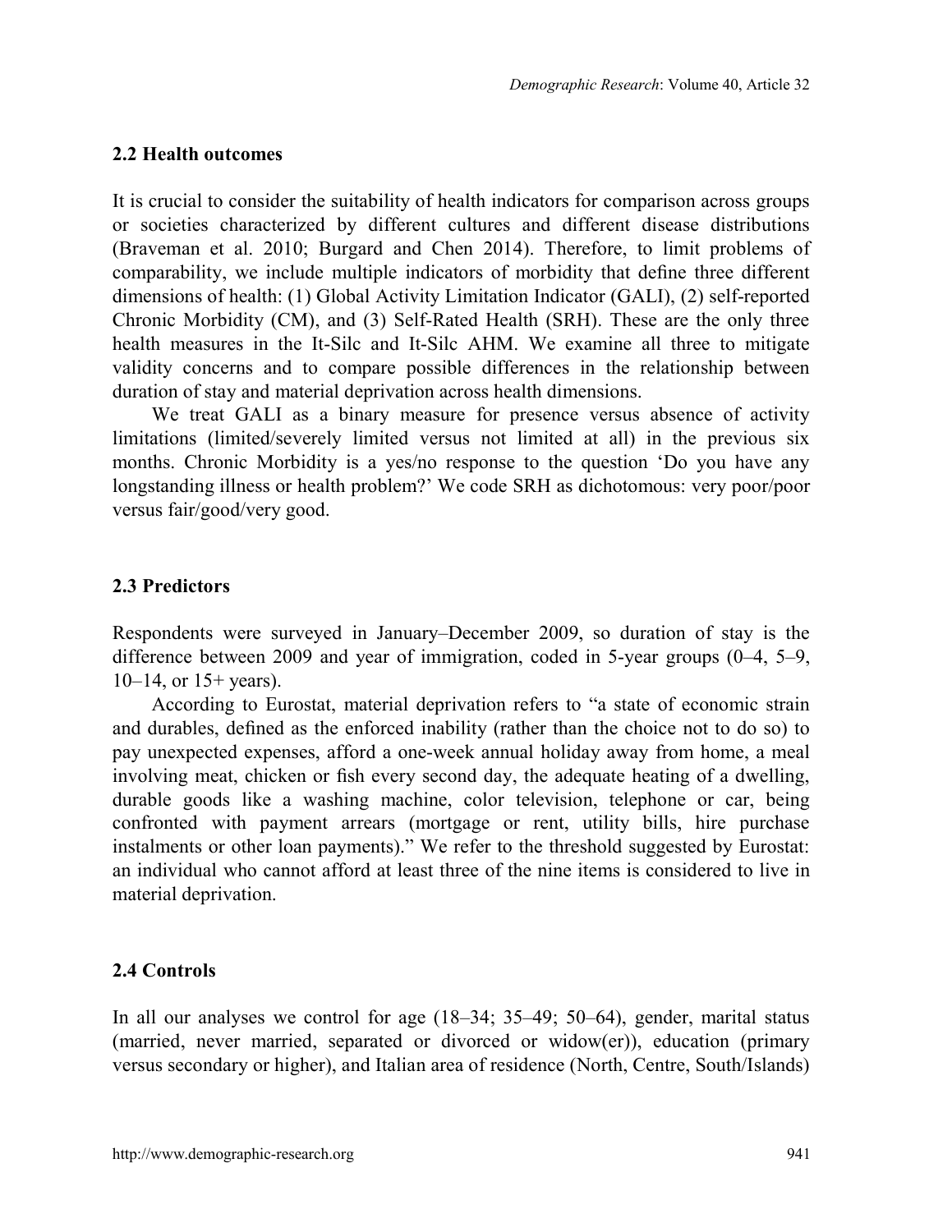### 2.2 Health outcomes

It is crucial to consider the suitability of health indicators for comparison across groups or societies characterized by different cultures and different disease distributions (Braveman et al. 2010; Burgard and Chen 2014). Therefore, to limit problems of comparability, we include multiple indicators of morbidity that define three different dimensions of health: (1) Global Activity Limitation Indicator (GALI), (2) self-reported Chronic Morbidity (CM), and (3) Self-Rated Health (SRH). These are the only three health measures in the It-Silc and It-Silc AHM. We examine all three to mitigate validity concerns and to compare possible differences in the relationship between duration of stay and material deprivation across health dimensions.

We treat GALI as a binary measure for presence versus absence of activity limitations (limited/severely limited versus not limited at all) in the previous six months. Chronic Morbidity is a yes/no response to the question 'Do you have any longstanding illness or health problem?' We code SRH as dichotomous: very poor/poor versus fair/good/very good.

### 2.3 Predictors

Respondents were surveyed in January–December 2009, so duration of stay is the difference between 2009 and year of immigration, coded in 5-year groups (0–4, 5–9, 10–14, or 15+ years).

According to Eurostat, material deprivation refers to "a state of economic strain and durables, defined as the enforced inability (rather than the choice not to do so) to pay unexpected expenses, afford a one-week annual holiday away from home, a meal involving meat, chicken or fish every second day, the adequate heating of a dwelling, durable goods like a washing machine, color television, telephone or car, being confronted with payment arrears (mortgage or rent, utility bills, hire purchase instalments or other loan payments)." We refer to the threshold suggested by Eurostat: an individual who cannot afford at least three of the nine items is considered to live in material deprivation.

### 2.4 Controls

In all our analyses we control for age (18–34; 35–49; 50–64), gender, marital status (married, never married, separated or divorced or widow(er)), education (primary versus secondary or higher), and Italian area of residence (North, Centre, South/Islands)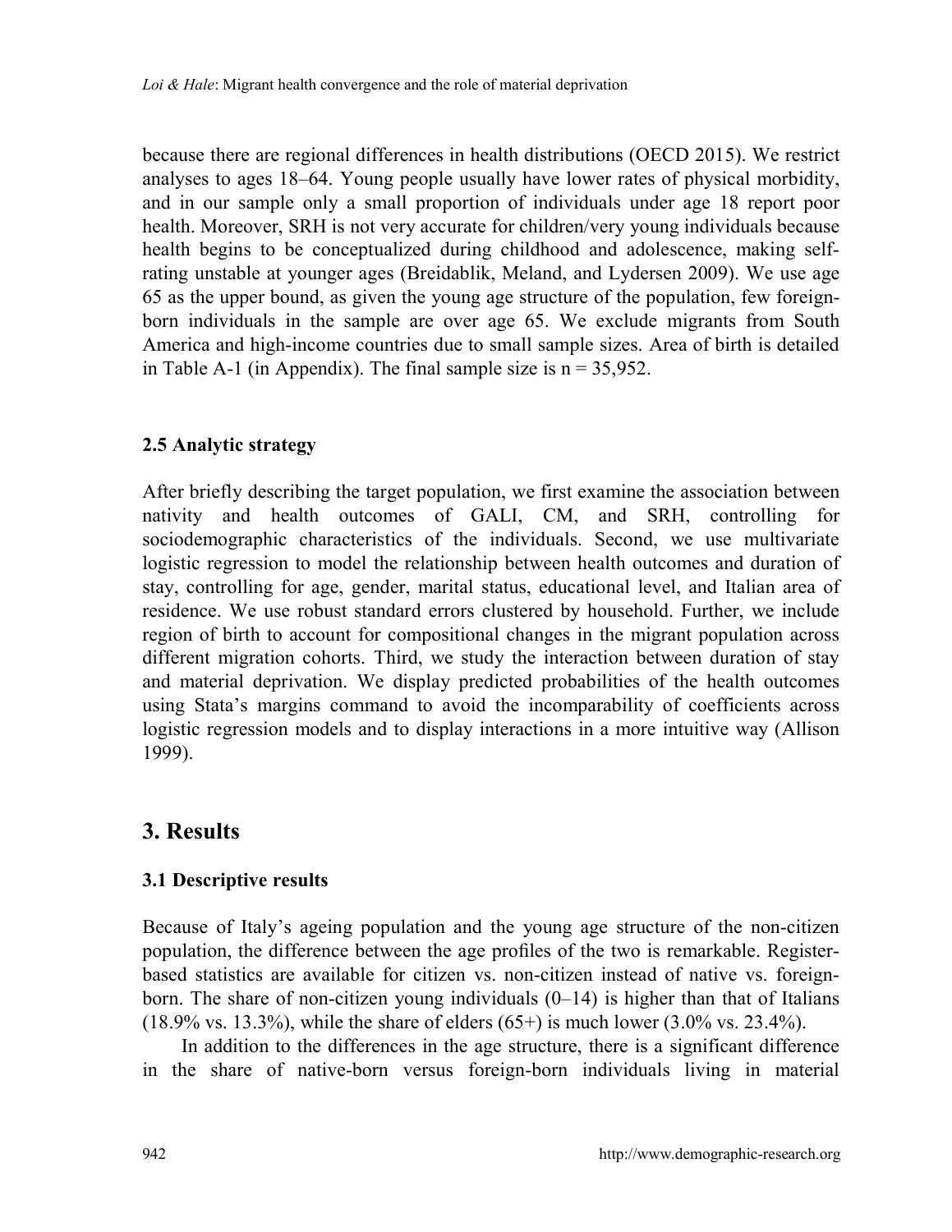because there are regional differences in health distributions (OECD 2015). We restrict analyses to ages 18–64. Young people usually have lower rates of physical morbidity, and in our sample only a small proportion of individuals under age 18 report poor health. Moreover, SRH is not very accurate for children/very young individuals because health begins to be conceptualized during childhood and adolescence, making self-rating unstable at younger ages (Breidablik, Meland, and Lydersen 2009). We use age 65 as the upper bound, as given the young age structure of the population, few foreign-born individuals in the sample are over age 65. We exclude migrants from South America and high-income countries due to small sample sizes. Area of birth is detailed in Table A-1 (in Appendix). The final sample size is n = 35,952.

### 2.5 Analytic strategy

After briefly describing the target population, we first examine the association between nativity and health outcomes of GALI, CM, and SRH, controlling for sociodemographic characteristics of the individuals. Second, we use multivariate logistic regression to model the relationship between health outcomes and duration of stay, controlling for age, gender, marital status, educational level, and Italian area of residence. We use robust standard errors clustered by household. Further, we include region of birth to account for compositional changes in the migrant population across different migration cohorts. Third, we study the interaction between duration of stay and material deprivation. We display predicted probabilities of the health outcomes using Stata's margins command to avoid the incomparability of coefficients across logistic regression models and to display interactions in a more intuitive way (Allison 1999).

## 3. Results

### 3.1 Descriptive results

Because of Italy's ageing population and the young age structure of the non-citizen population, the difference between the age profiles of the two is remarkable. Register-based statistics are available for citizen vs. non-citizen instead of native vs. foreign-born. The share of non-citizen young individuals (0–14) is higher than that of Italians (18.9% vs. 13.3%), while the share of elders (65+) is much lower (3.0% vs. 23.4%).

In addition to the differences in the age structure, there is a significant difference in the share of native-born versus foreign-born individuals living in material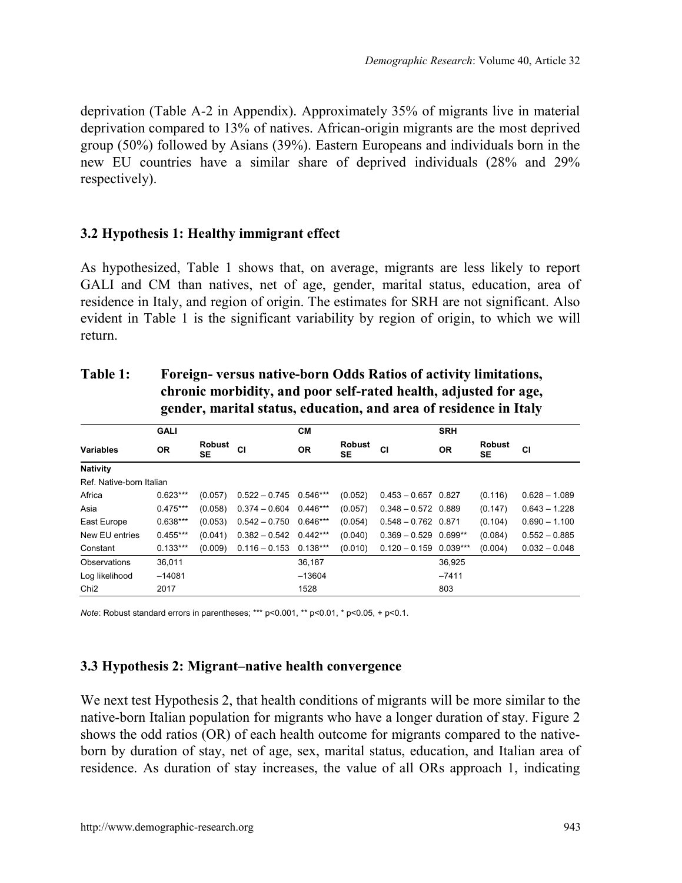deprivation (Table A-2 in Appendix). Approximately 35% of migrants live in material deprivation compared to 13% of natives. African-origin migrants are the most deprived group (50%) followed by Asians (39%). Eastern Europeans and individuals born in the new EU countries have a similar share of deprived individuals (28% and 29% respectively).

### 3.2 Hypothesis 1: Healthy immigrant effect

As hypothesized, Table 1 shows that, on average, migrants are less likely to report GALI and CM than natives, net of age, gender, marital status, education, area of residence in Italy, and region of origin. The estimates for SRH are not significant. Also evident in Table 1 is the significant variability by region of origin, to which we will return.

**Table 1: Foreign- versus native-born Odds Ratios of activity limitations, chronic morbidity, and poor self-rated health, adjusted for age, gender, marital status, education, and area of residence in Italy**

| | GALI | | | CM | | | SRH | | |
|---|---|---|---|---|---|---|---|---|---|
| **Variables** | **OR** | **Robust SE** | **CI** | **OR** | **Robust SE** | **CI** | **OR** | **Robust SE** | **CI** |
| **Nativity** | | | | | | | | | |
| Ref. Native-born Italian | | | | | | | | | |
| Africa | 0.623*** | (0.057) | 0.522 – 0.745 | 0.546*** | (0.052) | 0.453 – 0.657 | 0.827 | (0.116) | 0.628 – 1.089 |
| Asia | 0.475*** | (0.058) | 0.374 – 0.604 | 0.446*** | (0.057) | 0.348 – 0.572 | 0.889 | (0.147) | 0.643 – 1.228 |
| East Europe | 0.638*** | (0.053) | 0.542 – 0.750 | 0.646*** | (0.054) | 0.548 – 0.762 | 0.871 | (0.104) | 0.690 – 1.100 |
| New EU entries | 0.455*** | (0.041) | 0.382 – 0.542 | 0.442*** | (0.040) | 0.369 – 0.529 | 0.699** | (0.084) | 0.552 – 0.885 |
| Constant | 0.133*** | (0.009) | 0.116 – 0.153 | 0.138*** | (0.010) | 0.120 – 0.159 | 0.039*** | (0.004) | 0.032 – 0.048 |
| Observations | 36,011 | | | 36,187 | | | 36,925 | | |
| Log likelihood | –14081 | | | –13604 | | | –7411 | | |
| Chi2 | 2017 | | | 1528 | | | 803 | | |

*Note*: Robust standard errors in parentheses; *** p<0.001, ** p<0.01, * p<0.05, + p<0.1.

### 3.3 Hypothesis 2: Migrant–native health convergence

We next test Hypothesis 2, that health conditions of migrants will be more similar to the native-born Italian population for migrants who have a longer duration of stay. Figure 2 shows the odd ratios (OR) of each health outcome for migrants compared to the native-born by duration of stay, net of age, sex, marital status, education, and Italian area of residence. As duration of stay increases, the value of all ORs approach 1, indicating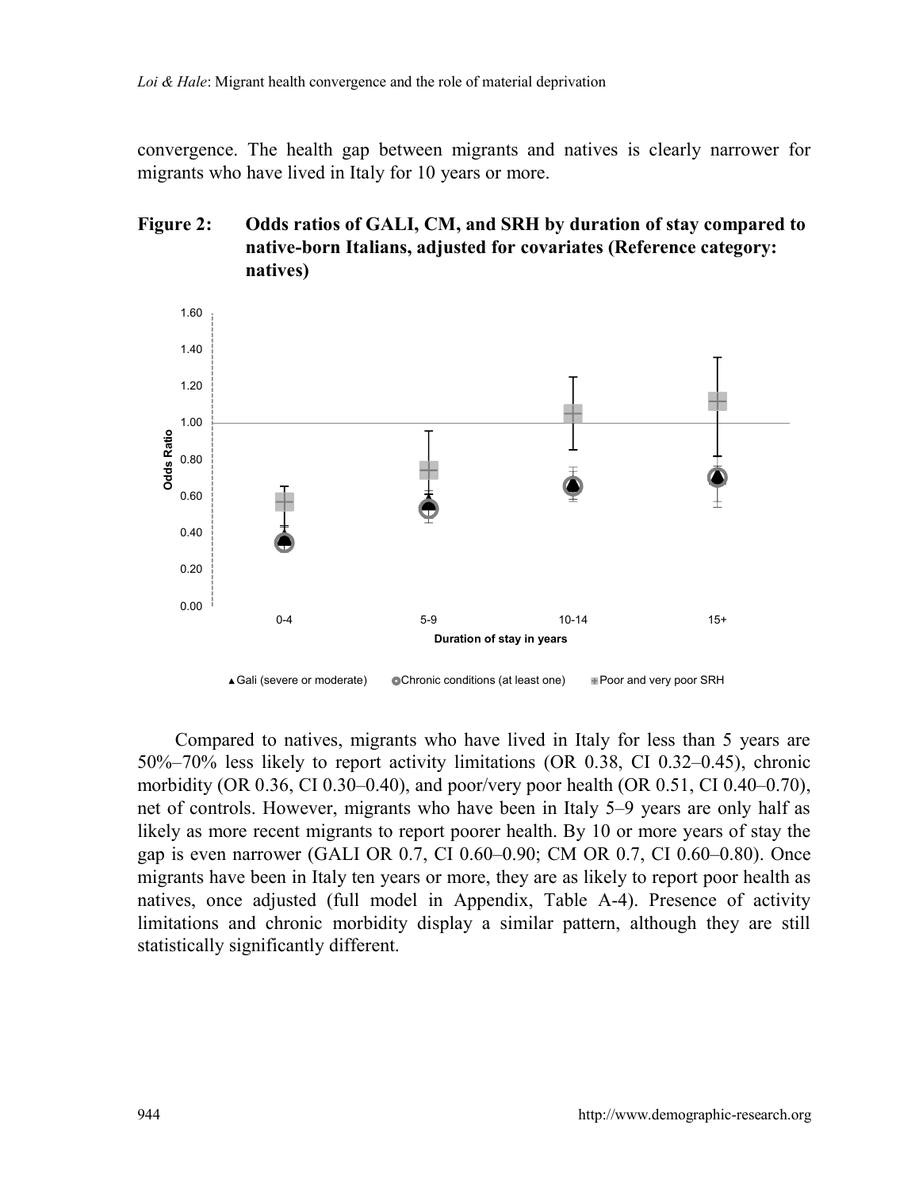convergence. The health gap between migrants and natives is clearly narrower for migrants who have lived in Italy for 10 years or more.

**Figure 2: Odds ratios of GALI, CM, and SRH by duration of stay compared to native-born Italians, adjusted for covariates (Reference category: natives)**

Compared to natives, migrants who have lived in Italy for less than 5 years are 50%–70% less likely to report activity limitations (OR 0.38, CI 0.32–0.45), chronic morbidity (OR 0.36, CI 0.30–0.40), and poor/very poor health (OR 0.51, CI 0.40–0.70), net of controls. However, migrants who have been in Italy 5–9 years are only half as likely as more recent migrants to report poorer health. By 10 or more years of stay the gap is even narrower (GALI OR 0.7, CI 0.60–0.90; CM OR 0.7, CI 0.60–0.80). Once migrants have been in Italy ten years or more, they are as likely to report poor health as natives, once adjusted (full model in Appendix, Table A-4). Presence of activity limitations and chronic morbidity display a similar pattern, although they are still statistically significantly different.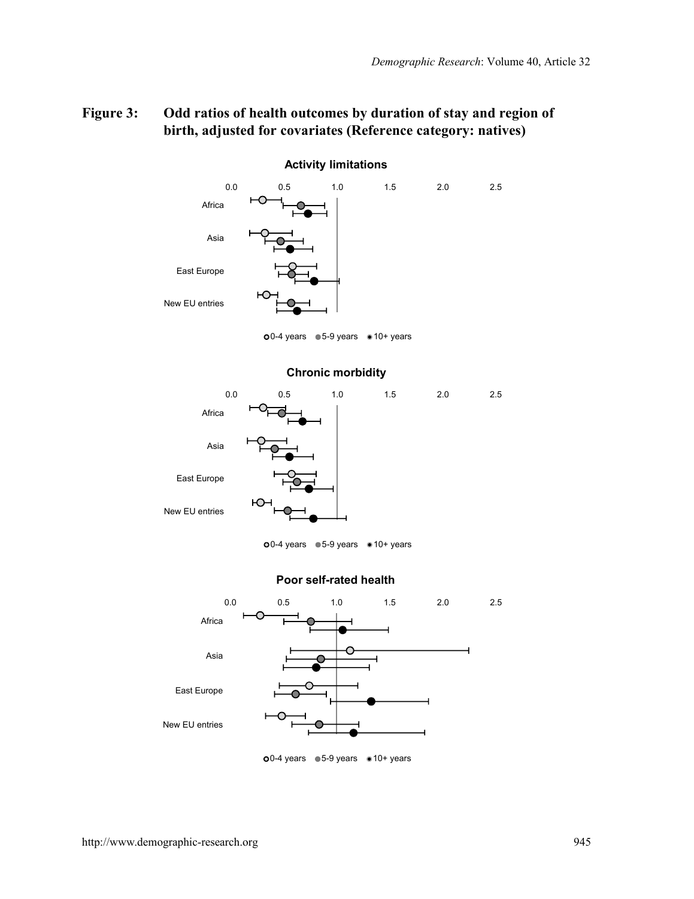**Figure 3: Odd ratios of health outcomes by duration of stay and region of birth, adjusted for covariates (Reference category: natives)**

**Activity limitations**

0.0 0.5 1.0 1.5 2.0 2.5

Africa

Asia

East Europe

New EU entries

0-4 years 5-9 years 10+ years

**Chronic morbidity**

0.0 0.5 1.0 1.5 2.0 2.5

Africa

Asia

East Europe

New EU entries

0-4 years 5-9 years 10+ years

**Poor self-rated health**

0.0 0.5 1.0 1.5 2.0 2.5

Africa

Asia

East Europe

New EU entries

0-4 years 5-9 years 10+ years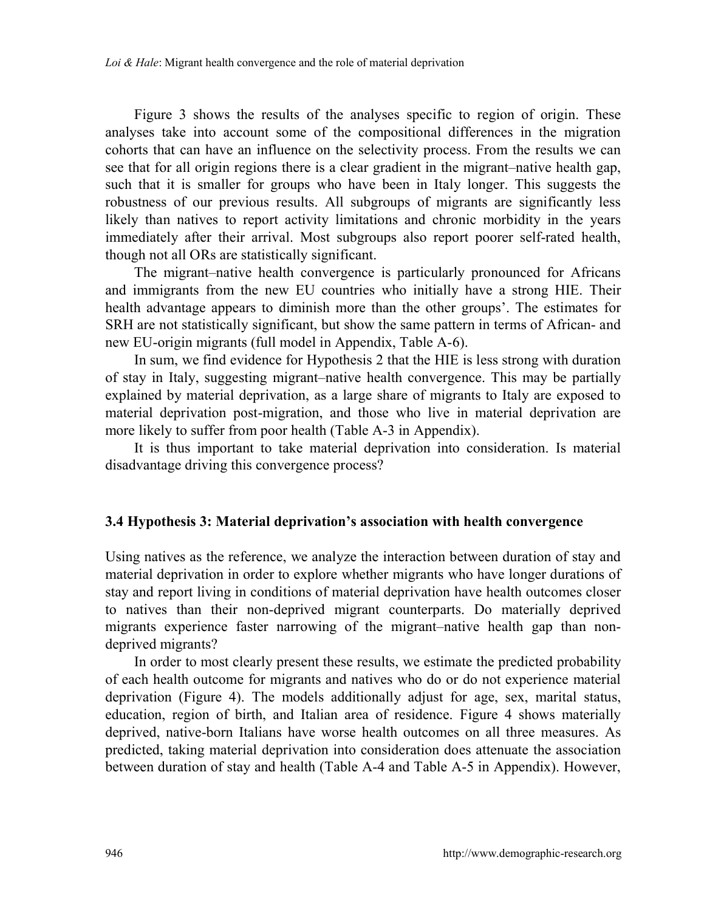Figure 3 shows the results of the analyses specific to region of origin. These analyses take into account some of the compositional differences in the migration cohorts that can have an influence on the selectivity process. From the results we can see that for all origin regions there is a clear gradient in the migrant–native health gap, such that it is smaller for groups who have been in Italy longer. This suggests the robustness of our previous results. All subgroups of migrants are significantly less likely than natives to report activity limitations and chronic morbidity in the years immediately after their arrival. Most subgroups also report poorer self-rated health, though not all ORs are statistically significant.

The migrant–native health convergence is particularly pronounced for Africans and immigrants from the new EU countries who initially have a strong HIE. Their health advantage appears to diminish more than the other groups'. The estimates for SRH are not statistically significant, but show the same pattern in terms of African- and new EU-origin migrants (full model in Appendix, Table A-6).

In sum, we find evidence for Hypothesis 2 that the HIE is less strong with duration of stay in Italy, suggesting migrant–native health convergence. This may be partially explained by material deprivation, as a large share of migrants to Italy are exposed to material deprivation post-migration, and those who live in material deprivation are more likely to suffer from poor health (Table A-3 in Appendix).

It is thus important to take material deprivation into consideration. Is material disadvantage driving this convergence process?

### 3.4 Hypothesis 3: Material deprivation's association with health convergence

Using natives as the reference, we analyze the interaction between duration of stay and material deprivation in order to explore whether migrants who have longer durations of stay and report living in conditions of material deprivation have health outcomes closer to natives than their non-deprived migrant counterparts. Do materially deprived migrants experience faster narrowing of the migrant–native health gap than non-deprived migrants?

In order to most clearly present these results, we estimate the predicted probability of each health outcome for migrants and natives who do or do not experience material deprivation (Figure 4). The models additionally adjust for age, sex, marital status, education, region of birth, and Italian area of residence. Figure 4 shows materially deprived, native-born Italians have worse health outcomes on all three measures. As predicted, taking material deprivation into consideration does attenuate the association between duration of stay and health (Table A-4 and Table A-5 in Appendix). However,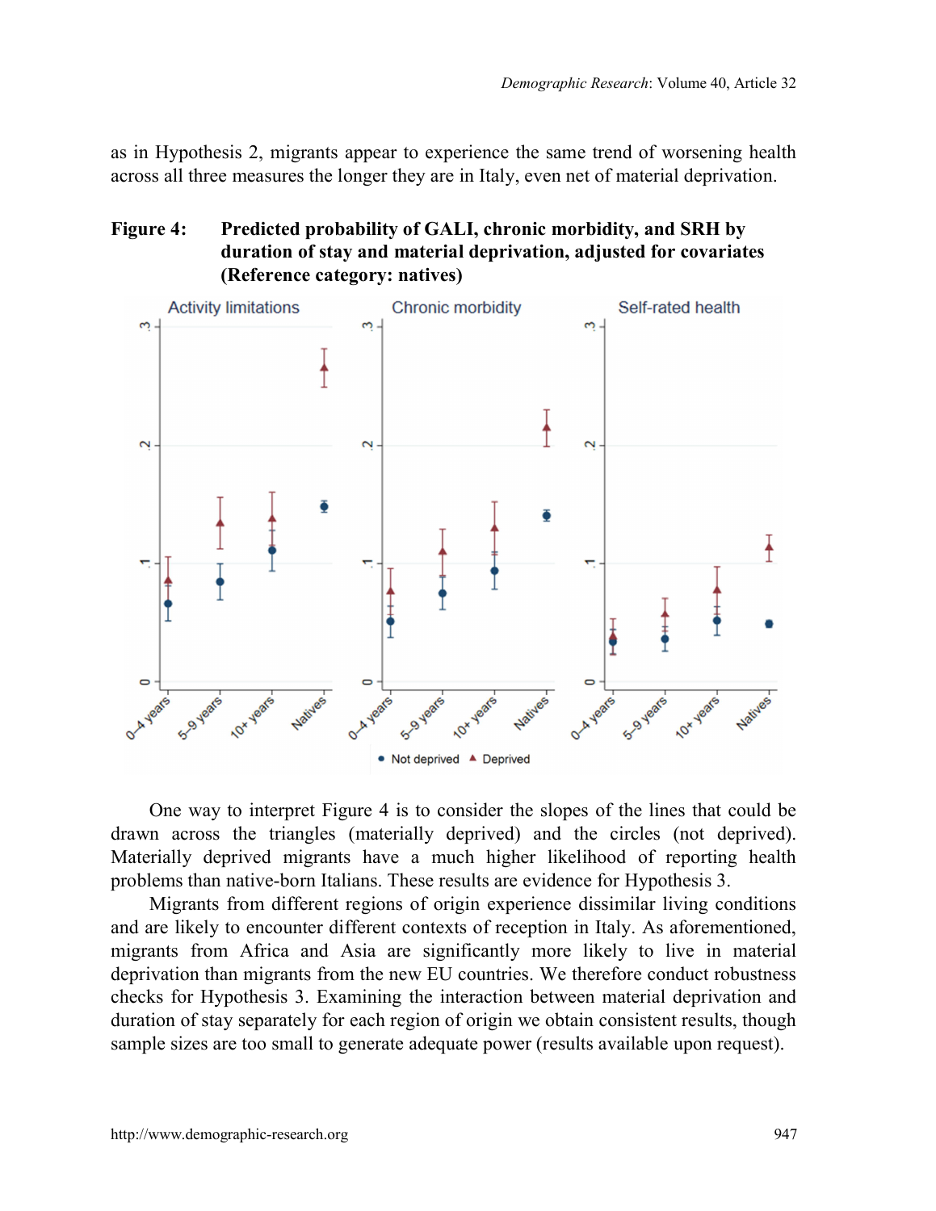as in Hypothesis 2, migrants appear to experience the same trend of worsening health across all three measures the longer they are in Italy, even net of material deprivation.

**Figure 4: Predicted probability of GALI, chronic morbidity, and SRH by duration of stay and material deprivation, adjusted for covariates (Reference category: natives)**

One way to interpret Figure 4 is to consider the slopes of the lines that could be drawn across the triangles (materially deprived) and the circles (not deprived). Materially deprived migrants have a much higher likelihood of reporting health problems than native-born Italians. These results are evidence for Hypothesis 3.

Migrants from different regions of origin experience dissimilar living conditions and are likely to encounter different contexts of reception in Italy. As aforementioned, migrants from Africa and Asia are significantly more likely to live in material deprivation than migrants from the new EU countries. We therefore conduct robustness checks for Hypothesis 3. Examining the interaction between material deprivation and duration of stay separately for each region of origin we obtain consistent results, though sample sizes are too small to generate adequate power (results available upon request).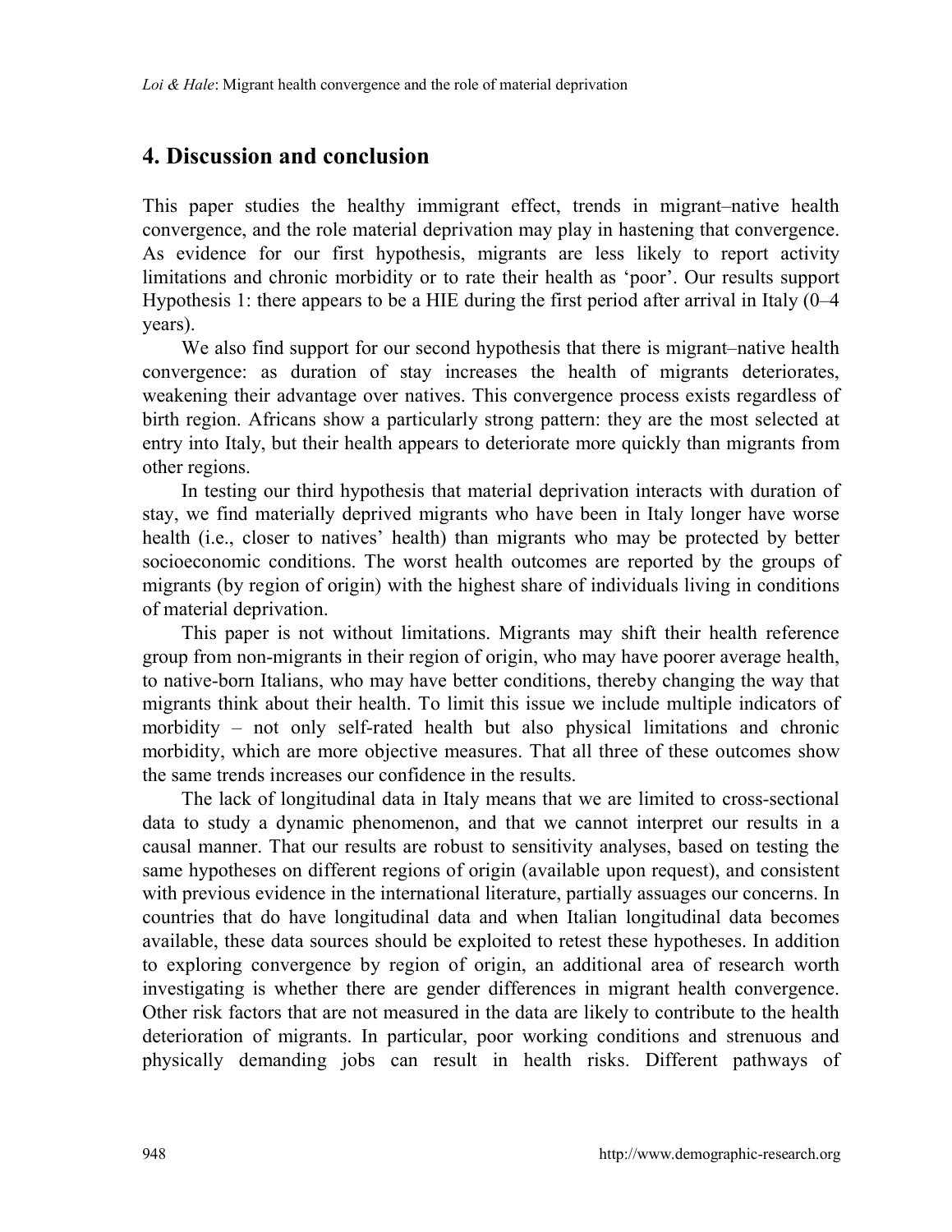## 4. Discussion and conclusion

This paper studies the healthy immigrant effect, trends in migrant–native health convergence, and the role material deprivation may play in hastening that convergence. As evidence for our first hypothesis, migrants are less likely to report activity limitations and chronic morbidity or to rate their health as 'poor'. Our results support Hypothesis 1: there appears to be a HIE during the first period after arrival in Italy (0–4 years).

We also find support for our second hypothesis that there is migrant–native health convergence: as duration of stay increases the health of migrants deteriorates, weakening their advantage over natives. This convergence process exists regardless of birth region. Africans show a particularly strong pattern: they are the most selected at entry into Italy, but their health appears to deteriorate more quickly than migrants from other regions.

In testing our third hypothesis that material deprivation interacts with duration of stay, we find materially deprived migrants who have been in Italy longer have worse health (i.e., closer to natives' health) than migrants who may be protected by better socioeconomic conditions. The worst health outcomes are reported by the groups of migrants (by region of origin) with the highest share of individuals living in conditions of material deprivation.

This paper is not without limitations. Migrants may shift their health reference group from non-migrants in their region of origin, who may have poorer average health, to native-born Italians, who may have better conditions, thereby changing the way that migrants think about their health. To limit this issue we include multiple indicators of morbidity – not only self-rated health but also physical limitations and chronic morbidity, which are more objective measures. That all three of these outcomes show the same trends increases our confidence in the results.

The lack of longitudinal data in Italy means that we are limited to cross-sectional data to study a dynamic phenomenon, and that we cannot interpret our results in a causal manner. That our results are robust to sensitivity analyses, based on testing the same hypotheses on different regions of origin (available upon request), and consistent with previous evidence in the international literature, partially assuages our concerns. In countries that do have longitudinal data and when Italian longitudinal data becomes available, these data sources should be exploited to retest these hypotheses. In addition to exploring convergence by region of origin, an additional area of research worth investigating is whether there are gender differences in migrant health convergence. Other risk factors that are not measured in the data are likely to contribute to the health deterioration of migrants. In particular, poor working conditions and strenuous and physically demanding jobs can result in health risks. Different pathways of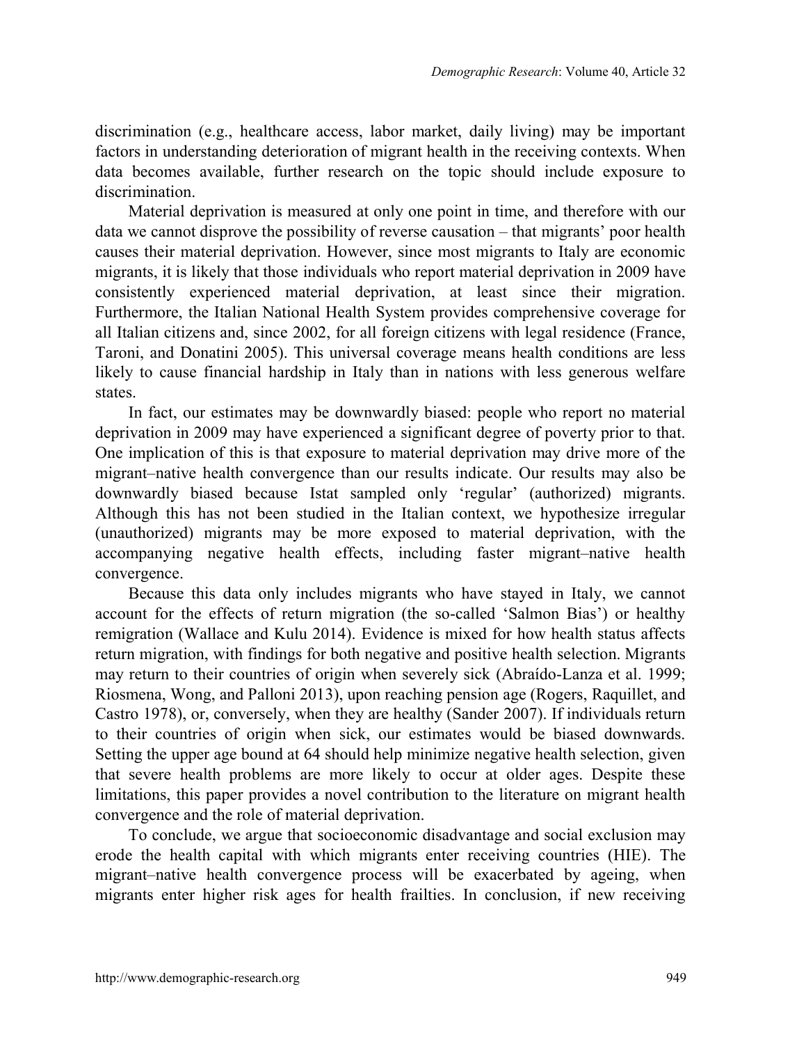discrimination (e.g., healthcare access, labor market, daily living) may be important factors in understanding deterioration of migrant health in the receiving contexts. When data becomes available, further research on the topic should include exposure to discrimination.

Material deprivation is measured at only one point in time, and therefore with our data we cannot disprove the possibility of reverse causation – that migrants' poor health causes their material deprivation. However, since most migrants to Italy are economic migrants, it is likely that those individuals who report material deprivation in 2009 have consistently experienced material deprivation, at least since their migration. Furthermore, the Italian National Health System provides comprehensive coverage for all Italian citizens and, since 2002, for all foreign citizens with legal residence (France, Taroni, and Donatini 2005). This universal coverage means health conditions are less likely to cause financial hardship in Italy than in nations with less generous welfare states.

In fact, our estimates may be downwardly biased: people who report no material deprivation in 2009 may have experienced a significant degree of poverty prior to that. One implication of this is that exposure to material deprivation may drive more of the migrant–native health convergence than our results indicate. Our results may also be downwardly biased because Istat sampled only 'regular' (authorized) migrants. Although this has not been studied in the Italian context, we hypothesize irregular (unauthorized) migrants may be more exposed to material deprivation, with the accompanying negative health effects, including faster migrant–native health convergence.

Because this data only includes migrants who have stayed in Italy, we cannot account for the effects of return migration (the so-called 'Salmon Bias') or healthy remigration (Wallace and Kulu 2014). Evidence is mixed for how health status affects return migration, with findings for both negative and positive health selection. Migrants may return to their countries of origin when severely sick (Abraído-Lanza et al. 1999; Riosmena, Wong, and Palloni 2013), upon reaching pension age (Rogers, Raquillet, and Castro 1978), or, conversely, when they are healthy (Sander 2007). If individuals return to their countries of origin when sick, our estimates would be biased downwards. Setting the upper age bound at 64 should help minimize negative health selection, given that severe health problems are more likely to occur at older ages. Despite these limitations, this paper provides a novel contribution to the literature on migrant health convergence and the role of material deprivation.

To conclude, we argue that socioeconomic disadvantage and social exclusion may erode the health capital with which migrants enter receiving countries (HIE). The migrant–native health convergence process will be exacerbated by ageing, when migrants enter higher risk ages for health frailties. In conclusion, if new receiving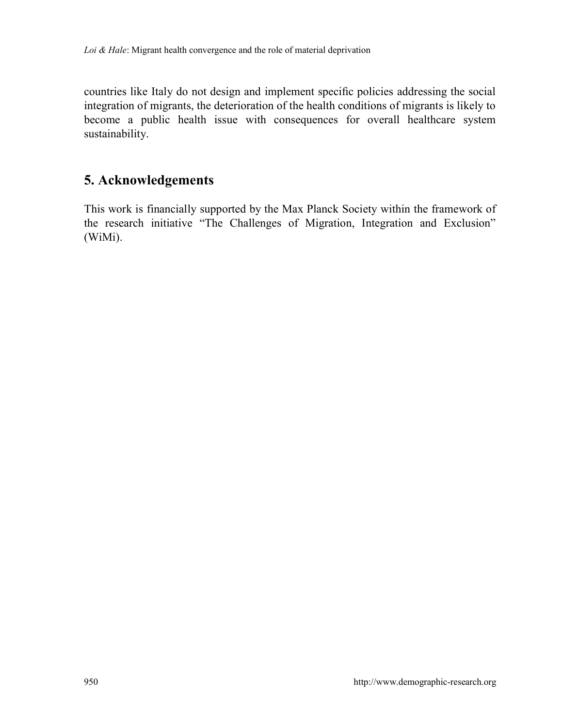countries like Italy do not design and implement specific policies addressing the social integration of migrants, the deterioration of the health conditions of migrants is likely to become a public health issue with consequences for overall healthcare system sustainability.

## 5. Acknowledgements

This work is financially supported by the Max Planck Society within the framework of the research initiative “The Challenges of Migration, Integration and Exclusion” (WiMi).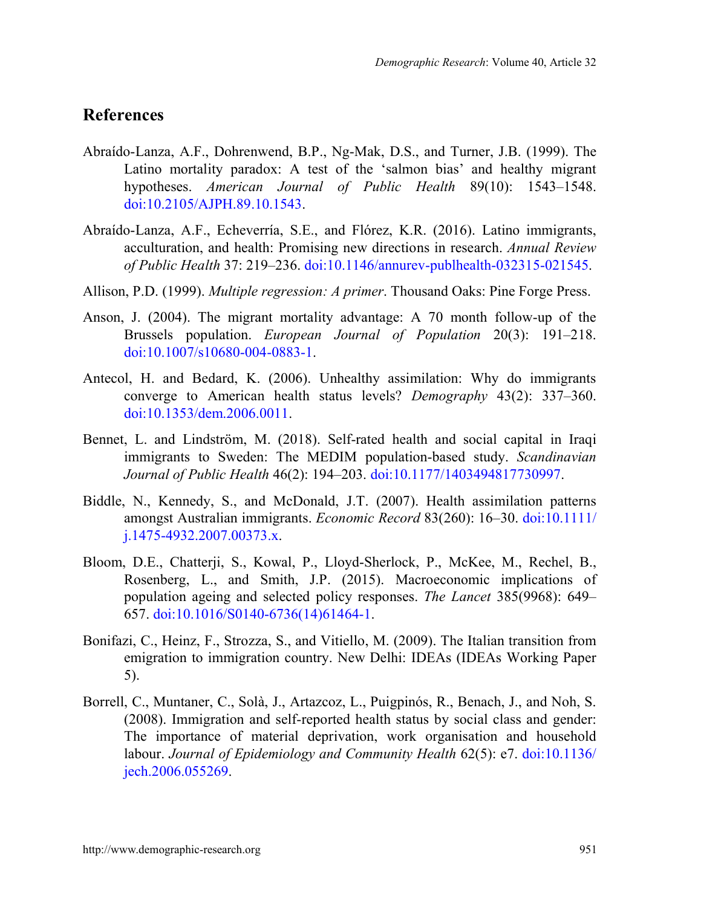## References

Abraído-Lanza, A.F., Dohrenwend, B.P., Ng-Mak, D.S., and Turner, J.B. (1999). The Latino mortality paradox: A test of the 'salmon bias' and healthy migrant hypotheses. *American Journal of Public Health* 89(10): 1543–1548. doi:10.2105/AJPH.89.10.1543.

Abraído-Lanza, A.F., Echeverría, S.E., and Flórez, K.R. (2016). Latino immigrants, acculturation, and health: Promising new directions in research. *Annual Review of Public Health* 37: 219–236. doi:10.1146/annurev-publhealth-032315-021545.

Allison, P.D. (1999). *Multiple regression: A primer*. Thousand Oaks: Pine Forge Press.

Anson, J. (2004). The migrant mortality advantage: A 70 month follow-up of the Brussels population. *European Journal of Population* 20(3): 191–218. doi:10.1007/s10680-004-0883-1.

Antecol, H. and Bedard, K. (2006). Unhealthy assimilation: Why do immigrants converge to American health status levels? *Demography* 43(2): 337–360. doi:10.1353/dem.2006.0011.

Bennet, L. and Lindström, M. (2018). Self-rated health and social capital in Iraqi immigrants to Sweden: The MEDIM population-based study. *Scandinavian Journal of Public Health* 46(2): 194–203. doi:10.1177/1403494817730997.

Biddle, N., Kennedy, S., and McDonald, J.T. (2007). Health assimilation patterns amongst Australian immigrants. *Economic Record* 83(260): 16–30. doi:10.1111/j.1475-4932.2007.00373.x.

Bloom, D.E., Chatterji, S., Kowal, P., Lloyd-Sherlock, P., McKee, M., Rechel, B., Rosenberg, L., and Smith, J.P. (2015). Macroeconomic implications of population ageing and selected policy responses. *The Lancet* 385(9968): 649–657. doi:10.1016/S0140-6736(14)61464-1.

Bonifazi, C., Heinz, F., Strozza, S., and Vitiello, M. (2009). The Italian transition from emigration to immigration country. New Delhi: IDEAs (IDEAs Working Paper 5).

Borrell, C., Muntaner, C., Solà, J., Artazcoz, L., Puigpinós, R., Benach, J., and Noh, S. (2008). Immigration and self-reported health status by social class and gender: The importance of material deprivation, work organisation and household labour. *Journal of Epidemiology and Community Health* 62(5): e7. doi:10.1136/jech.2006.055269.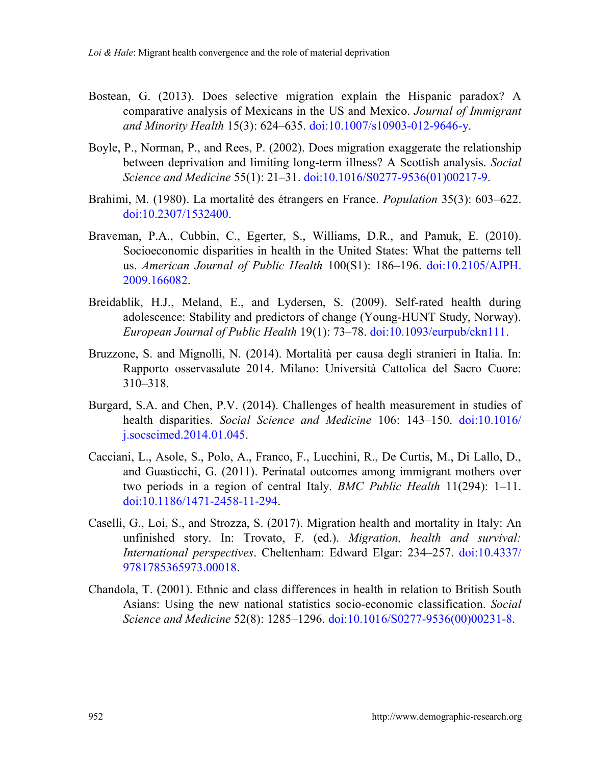Bostean, G. (2013). Does selective migration explain the Hispanic paradox? A comparative analysis of Mexicans in the US and Mexico. *Journal of Immigrant and Minority Health* 15(3): 624–635. doi:10.1007/s10903-012-9646-y.

Boyle, P., Norman, P., and Rees, P. (2002). Does migration exaggerate the relationship between deprivation and limiting long-term illness? A Scottish analysis. *Social Science and Medicine* 55(1): 21–31. doi:10.1016/S0277-9536(01)00217-9.

Brahimi, M. (1980). La mortalité des étrangers en France. *Population* 35(3): 603–622. doi:10.2307/1532400.

Braveman, P.A., Cubbin, C., Egerter, S., Williams, D.R., and Pamuk, E. (2010). Socioeconomic disparities in health in the United States: What the patterns tell us. *American Journal of Public Health* 100(S1): 186–196. doi:10.2105/AJPH.2009.166082.

Breidablik, H.J., Meland, E., and Lydersen, S. (2009). Self-rated health during adolescence: Stability and predictors of change (Young-HUNT Study, Norway). *European Journal of Public Health* 19(1): 73–78. doi:10.1093/eurpub/ckn111.

Bruzzone, S. and Mignolli, N. (2014). Mortalità per causa degli stranieri in Italia. In: Rapporto osservasalute 2014. Milano: Università Cattolica del Sacro Cuore: 310–318.

Burgard, S.A. and Chen, P.V. (2014). Challenges of health measurement in studies of health disparities. *Social Science and Medicine* 106: 143–150. doi:10.1016/j.socscimed.2014.01.045.

Cacciani, L., Asole, S., Polo, A., Franco, F., Lucchini, R., De Curtis, M., Di Lallo, D., and Guasticchi, G. (2011). Perinatal outcomes among immigrant mothers over two periods in a region of central Italy. *BMC Public Health* 11(294): 1–11. doi:10.1186/1471-2458-11-294.

Caselli, G., Loi, S., and Strozza, S. (2017). Migration health and mortality in Italy: An unfinished story. In: Trovato, F. (ed.). *Migration, health and survival: International perspectives*. Cheltenham: Edward Elgar: 234–257. doi:10.4337/9781785365973.00018.

Chandola, T. (2001). Ethnic and class differences in health in relation to British South Asians: Using the new national statistics socio-economic classification. *Social Science and Medicine* 52(8): 1285–1296. doi:10.1016/S0277-9536(00)00231-8.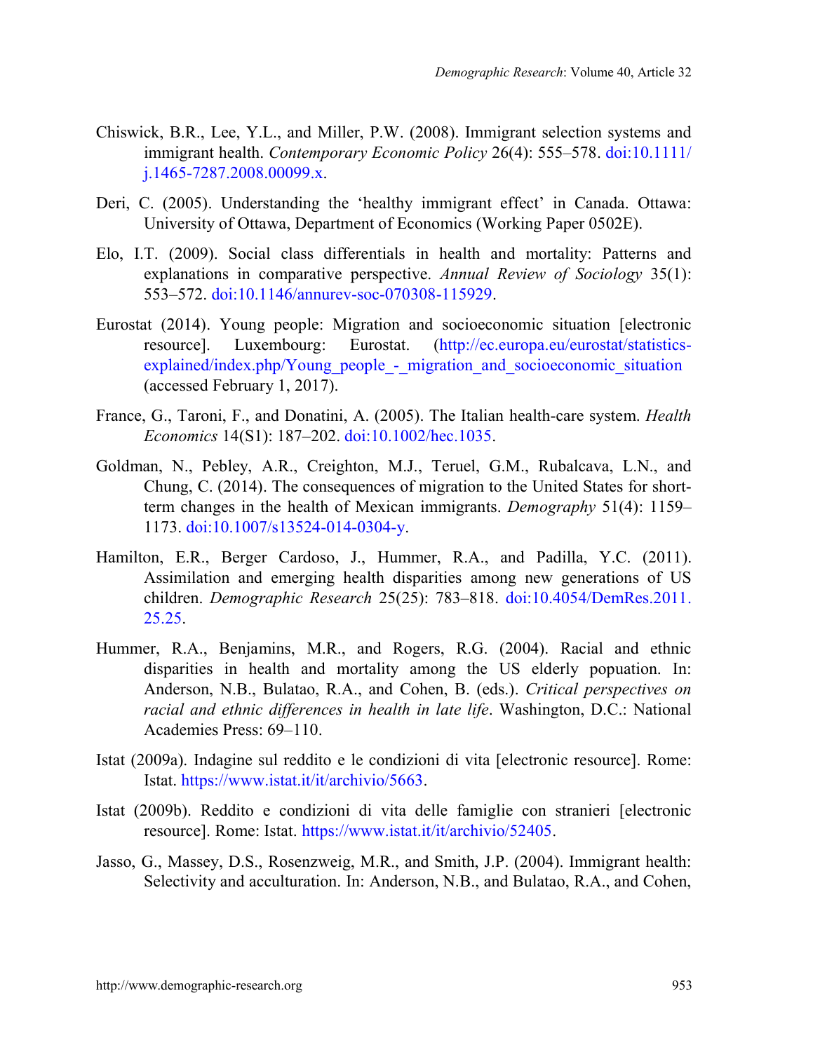Chiswick, B.R., Lee, Y.L., and Miller, P.W. (2008). Immigrant selection systems and immigrant health. *Contemporary Economic Policy* 26(4): 555–578. doi:10.1111/j.1465-7287.2008.00099.x.

Deri, C. (2005). Understanding the 'healthy immigrant effect' in Canada. Ottawa: University of Ottawa, Department of Economics (Working Paper 0502E).

Elo, I.T. (2009). Social class differentials in health and mortality: Patterns and explanations in comparative perspective. *Annual Review of Sociology* 35(1): 553–572. doi:10.1146/annurev-soc-070308-115929.

Eurostat (2014). Young people: Migration and socioeconomic situation [electronic resource]. Luxembourg: Eurostat. (http://ec.europa.eu/eurostat/statistics-explained/index.php/Young_people_-_migration_and_socioeconomic_situation (accessed February 1, 2017).

France, G., Taroni, F., and Donatini, A. (2005). The Italian health-care system. *Health Economics* 14(S1): 187–202. doi:10.1002/hec.1035.

Goldman, N., Pebley, A.R., Creighton, M.J., Teruel, G.M., Rubalcava, L.N., and Chung, C. (2014). The consequences of migration to the United States for short-term changes in the health of Mexican immigrants. *Demography* 51(4): 1159–1173. doi:10.1007/s13524-014-0304-y.

Hamilton, E.R., Berger Cardoso, J., Hummer, R.A., and Padilla, Y.C. (2011). Assimilation and emerging health disparities among new generations of US children. *Demographic Research* 25(25): 783–818. doi:10.4054/DemRes.2011.25.25.

Hummer, R.A., Benjamins, M.R., and Rogers, R.G. (2004). Racial and ethnic disparities in health and mortality among the US elderly popuation. In: Anderson, N.B., Bulatao, R.A., and Cohen, B. (eds.). *Critical perspectives on racial and ethnic differences in health in late life*. Washington, D.C.: National Academies Press: 69–110.

Istat (2009a). Indagine sul reddito e le condizioni di vita [electronic resource]. Rome: Istat. https://www.istat.it/it/archivio/5663.

Istat (2009b). Reddito e condizioni di vita delle famiglie con stranieri [electronic resource]. Rome: Istat. https://www.istat.it/it/archivio/52405.

Jasso, G., Massey, D.S., Rosenzweig, M.R., and Smith, J.P. (2004). Immigrant health: Selectivity and acculturation. In: Anderson, N.B., and Bulatao, R.A., and Cohen,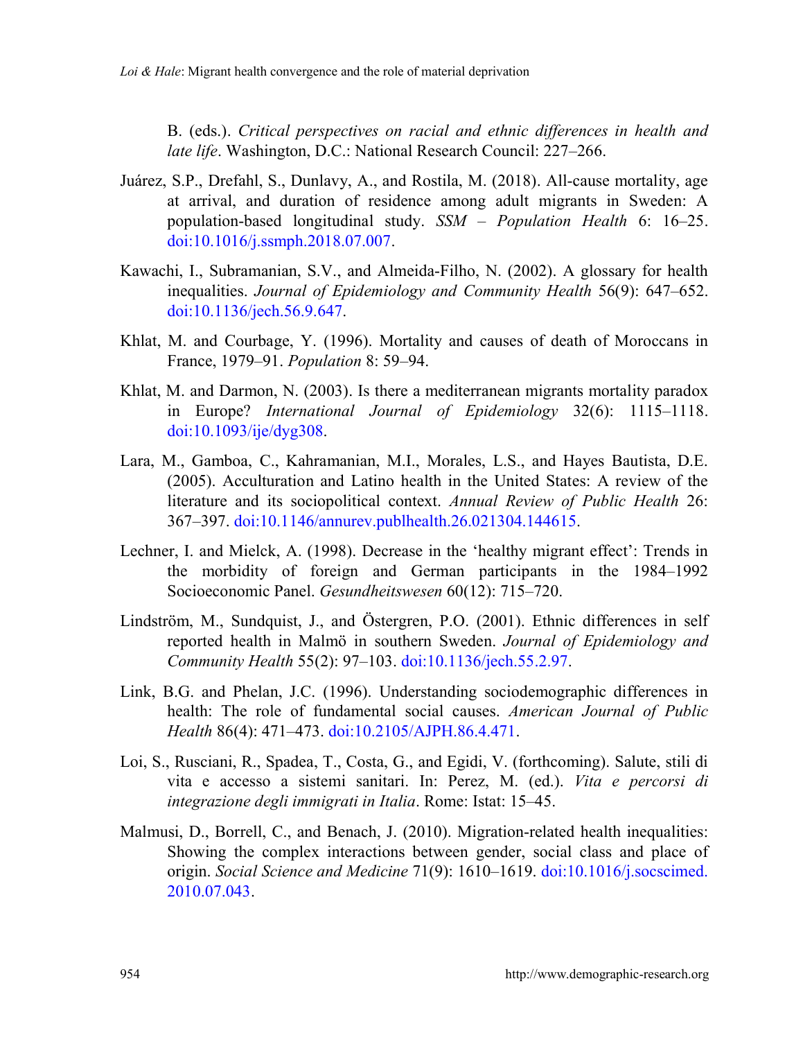B. (eds.). *Critical perspectives on racial and ethnic differences in health and late life*. Washington, D.C.: National Research Council: 227–266.

Juárez, S.P., Drefahl, S., Dunlavy, A., and Rostila, M. (2018). All-cause mortality, age at arrival, and duration of residence among adult migrants in Sweden: A population-based longitudinal study. *SSM – Population Health* 6: 16–25. doi:10.1016/j.ssmph.2018.07.007.

Kawachi, I., Subramanian, S.V., and Almeida-Filho, N. (2002). A glossary for health inequalities. *Journal of Epidemiology and Community Health* 56(9): 647–652. doi:10.1136/jech.56.9.647.

Khlat, M. and Courbage, Y. (1996). Mortality and causes of death of Moroccans in France, 1979–91. *Population* 8: 59–94.

Khlat, M. and Darmon, N. (2003). Is there a mediterranean migrants mortality paradox in Europe? *International Journal of Epidemiology* 32(6): 1115–1118. doi:10.1093/ije/dyg308.

Lara, M., Gamboa, C., Kahramanian, M.I., Morales, L.S., and Hayes Bautista, D.E. (2005). Acculturation and Latino health in the United States: A review of the literature and its sociopolitical context. *Annual Review of Public Health* 26: 367–397. doi:10.1146/annurev.publhealth.26.021304.144615.

Lechner, I. and Mielck, A. (1998). Decrease in the 'healthy migrant effect': Trends in the morbidity of foreign and German participants in the 1984–1992 Socioeconomic Panel. *Gesundheitswesen* 60(12): 715–720.

Lindström, M., Sundquist, J., and Östergren, P.O. (2001). Ethnic differences in self reported health in Malmö in southern Sweden. *Journal of Epidemiology and Community Health* 55(2): 97–103. doi:10.1136/jech.55.2.97.

Link, B.G. and Phelan, J.C. (1996). Understanding sociodemographic differences in health: The role of fundamental social causes. *American Journal of Public Health* 86(4): 471–473. doi:10.2105/AJPH.86.4.471.

Loi, S., Rusciani, R., Spadea, T., Costa, G., and Egidi, V. (forthcoming). Salute, stili di vita e accesso a sistemi sanitari. In: Perez, M. (ed.). *Vita e percorsi di integrazione degli immigrati in Italia*. Rome: Istat: 15–45.

Malmusi, D., Borrell, C., and Benach, J. (2010). Migration-related health inequalities: Showing the complex interactions between gender, social class and place of origin. *Social Science and Medicine* 71(9): 1610–1619. doi:10.1016/j.socscimed.2010.07.043.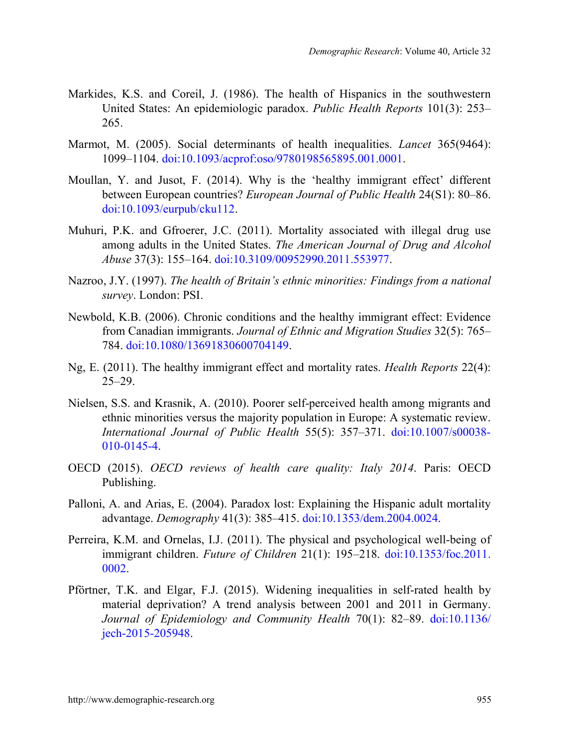Markides, K.S. and Coreil, J. (1986). The health of Hispanics in the southwestern United States: An epidemiologic paradox. *Public Health Reports* 101(3): 253–265.

Marmot, M. (2005). Social determinants of health inequalities. *Lancet* 365(9464): 1099–1104. doi:10.1093/acprof:oso/9780198565895.001.0001.

Moullan, Y. and Jusot, F. (2014). Why is the 'healthy immigrant effect' different between European countries? *European Journal of Public Health* 24(S1): 80–86. doi:10.1093/eurpub/cku112.

Muhuri, P.K. and Gfroerer, J.C. (2011). Mortality associated with illegal drug use among adults in the United States. *The American Journal of Drug and Alcohol Abuse* 37(3): 155–164. doi:10.3109/00952990.2011.553977.

Nazroo, J.Y. (1997). *The health of Britain's ethnic minorities: Findings from a national survey*. London: PSI.

Newbold, K.B. (2006). Chronic conditions and the healthy immigrant effect: Evidence from Canadian immigrants. *Journal of Ethnic and Migration Studies* 32(5): 765–784. doi:10.1080/13691830600704149.

Ng, E. (2011). The healthy immigrant effect and mortality rates. *Health Reports* 22(4): 25–29.

Nielsen, S.S. and Krasnik, A. (2010). Poorer self-perceived health among migrants and ethnic minorities versus the majority population in Europe: A systematic review. *International Journal of Public Health* 55(5): 357–371. doi:10.1007/s00038-010-0145-4.

OECD (2015). *OECD reviews of health care quality: Italy 2014*. Paris: OECD Publishing.

Palloni, A. and Arias, E. (2004). Paradox lost: Explaining the Hispanic adult mortality advantage. *Demography* 41(3): 385–415. doi:10.1353/dem.2004.0024.

Perreira, K.M. and Ornelas, I.J. (2011). The physical and psychological well-being of immigrant children. *Future of Children* 21(1): 195–218. doi:10.1353/foc.2011.0002.

Pförtner, T.K. and Elgar, F.J. (2015). Widening inequalities in self-rated health by material deprivation? A trend analysis between 2001 and 2011 in Germany. *Journal of Epidemiology and Community Health* 70(1): 82–89. doi:10.1136/jech-2015-205948.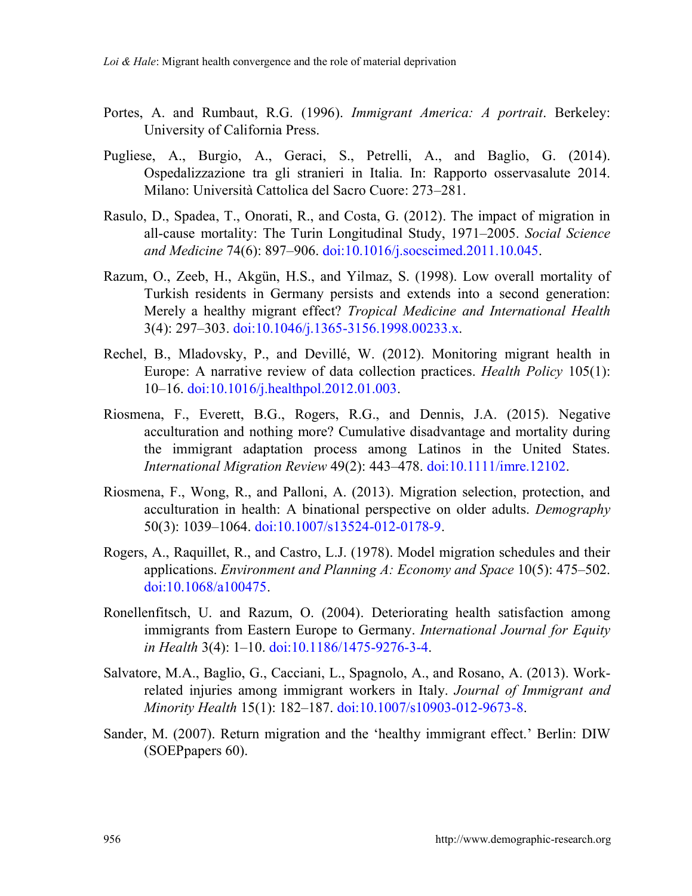Portes, A. and Rumbaut, R.G. (1996). *Immigrant America: A portrait*. Berkeley: University of California Press.

Pugliese, A., Burgio, A., Geraci, S., Petrelli, A., and Baglio, G. (2014). Ospedalizzazione tra gli stranieri in Italia. In: Rapporto osservasalute 2014. Milano: Università Cattolica del Sacro Cuore: 273–281.

Rasulo, D., Spadea, T., Onorati, R., and Costa, G. (2012). The impact of migration in all-cause mortality: The Turin Longitudinal Study, 1971–2005. *Social Science and Medicine* 74(6): 897–906. doi:10.1016/j.socscimed.2011.10.045.

Razum, O., Zeeb, H., Akgün, H.S., and Yilmaz, S. (1998). Low overall mortality of Turkish residents in Germany persists and extends into a second generation: Merely a healthy migrant effect? *Tropical Medicine and International Health* 3(4): 297–303. doi:10.1046/j.1365-3156.1998.00233.x.

Rechel, B., Mladovsky, P., and Devillé, W. (2012). Monitoring migrant health in Europe: A narrative review of data collection practices. *Health Policy* 105(1): 10–16. doi:10.1016/j.healthpol.2012.01.003.

Riosmena, F., Everett, B.G., Rogers, R.G., and Dennis, J.A. (2015). Negative acculturation and nothing more? Cumulative disadvantage and mortality during the immigrant adaptation process among Latinos in the United States. *International Migration Review* 49(2): 443–478. doi:10.1111/imre.12102.

Riosmena, F., Wong, R., and Palloni, A. (2013). Migration selection, protection, and acculturation in health: A binational perspective on older adults. *Demography* 50(3): 1039–1064. doi:10.1007/s13524-012-0178-9.

Rogers, A., Raquillet, R., and Castro, L.J. (1978). Model migration schedules and their applications. *Environment and Planning A: Economy and Space* 10(5): 475–502. doi:10.1068/a100475.

Ronellenfitsch, U. and Razum, O. (2004). Deteriorating health satisfaction among immigrants from Eastern Europe to Germany. *International Journal for Equity in Health* 3(4): 1–10. doi:10.1186/1475-9276-3-4.

Salvatore, M.A., Baglio, G., Cacciani, L., Spagnolo, A., and Rosano, A. (2013). Work-related injuries among immigrant workers in Italy. *Journal of Immigrant and Minority Health* 15(1): 182–187. doi:10.1007/s10903-012-9673-8.

Sander, M. (2007). Return migration and the 'healthy immigrant effect.' Berlin: DIW (SOEPpapers 60).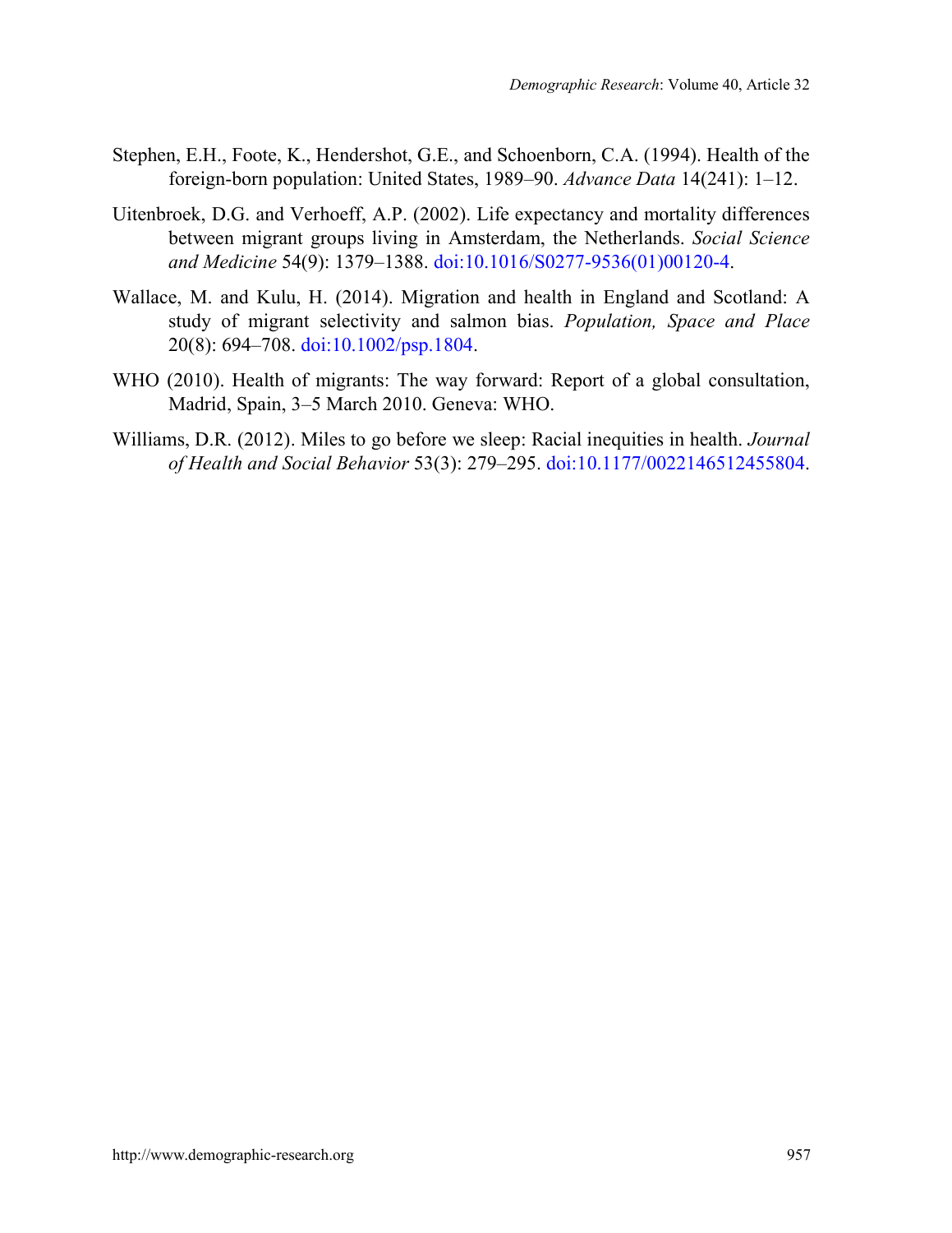Stephen, E.H., Foote, K., Hendershot, G.E., and Schoenborn, C.A. (1994). Health of the foreign-born population: United States, 1989–90. *Advance Data* 14(241): 1–12.

Uitenbroek, D.G. and Verhoeff, A.P. (2002). Life expectancy and mortality differences between migrant groups living in Amsterdam, the Netherlands. *Social Science and Medicine* 54(9): 1379–1388. doi:10.1016/S0277-9536(01)00120-4.

Wallace, M. and Kulu, H. (2014). Migration and health in England and Scotland: A study of migrant selectivity and salmon bias. *Population, Space and Place* 20(8): 694–708. doi:10.1002/psp.1804.

WHO (2010). Health of migrants: The way forward: Report of a global consultation, Madrid, Spain, 3–5 March 2010. Geneva: WHO.

Williams, D.R. (2012). Miles to go before we sleep: Racial inequities in health. *Journal of Health and Social Behavior* 53(3): 279–295. doi:10.1177/0022146512455804.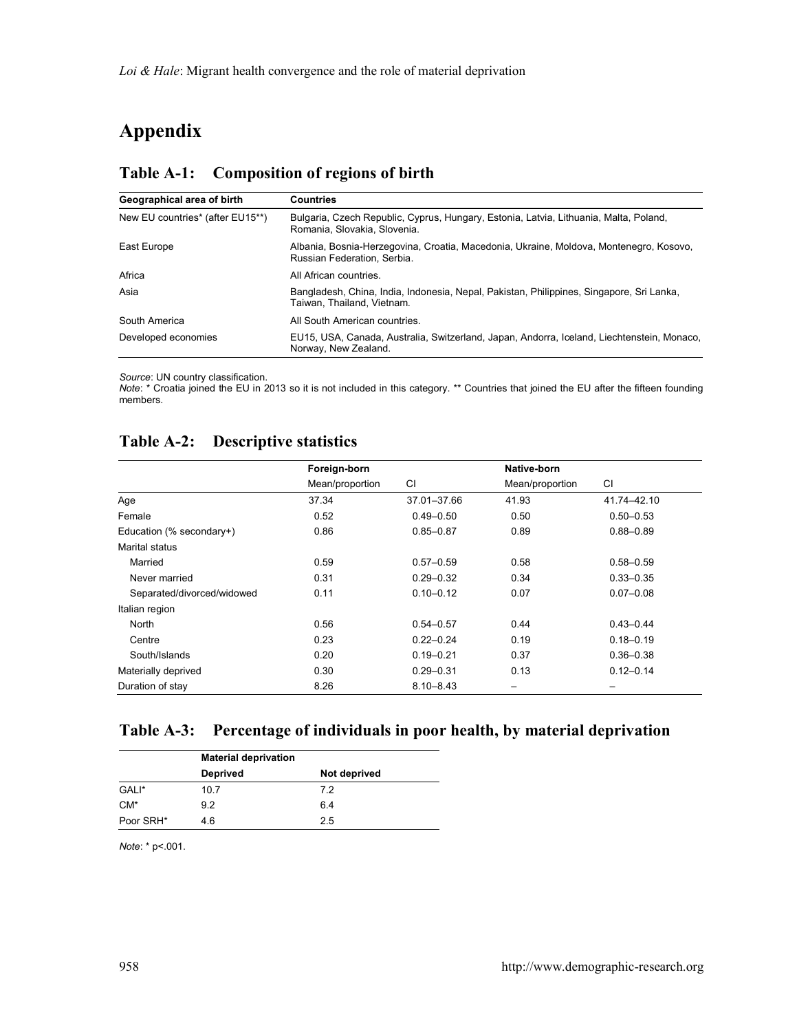# Appendix

## Table A-1: Composition of regions of birth

| Geographical area of birth | Countries |
|---|---|
| New EU countries* (after EU15**) | Bulgaria, Czech Republic, Cyprus, Hungary, Estonia, Latvia, Lithuania, Malta, Poland, Romania, Slovakia, Slovenia. |
| East Europe | Albania, Bosnia-Herzegovina, Croatia, Macedonia, Ukraine, Moldova, Montenegro, Kosovo, Russian Federation, Serbia. |
| Africa | All African countries. |
| Asia | Bangladesh, China, India, Indonesia, Nepal, Pakistan, Philippines, Singapore, Sri Lanka, Taiwan, Thailand, Vietnam. |
| South America | All South American countries. |
| Developed economies | EU15, USA, Canada, Australia, Switzerland, Japan, Andorra, Iceland, Liechtenstein, Monaco, Norway, New Zealand. |

*Source*: UN country classification.
*Note*: * Croatia joined the EU in 2013 so it is not included in this category. ** Countries that joined the EU after the fifteen founding members.

## Table A-2: Descriptive statistics

| | Foreign-born | | Native-born | |
|---|---|---|---|---|
| | Mean/proportion | CI | Mean/proportion | CI |
| Age | 37.34 | 37.01–37.66 | 41.93 | 41.74–42.10 |
| Female | 0.52 | 0.49–0.50 | 0.50 | 0.50–0.53 |
| Education (% secondary+) | 0.86 | 0.85–0.87 | 0.89 | 0.88–0.89 |
| Marital status | | | | |
| Married | 0.59 | 0.57–0.59 | 0.58 | 0.58–0.59 |
| Never married | 0.31 | 0.29–0.32 | 0.34 | 0.33–0.35 |
| Separated/divorced/widowed | 0.11 | 0.10–0.12 | 0.07 | 0.07–0.08 |
| Italian region | | | | |
| North | 0.56 | 0.54–0.57 | 0.44 | 0.43–0.44 |
| Centre | 0.23 | 0.22–0.24 | 0.19 | 0.18–0.19 |
| South/Islands | 0.20 | 0.19–0.21 | 0.37 | 0.36–0.38 |
| Materially deprived | 0.30 | 0.29–0.31 | 0.13 | 0.12–0.14 |
| Duration of stay | 8.26 | 8.10–8.43 | – | – |

## Table A-3: Percentage of individuals in poor health, by material deprivation

| | Material deprivation | |
|---|---|---|
| | Deprived | Not deprived |
| GALI* | 10.7 | 7.2 |
| CM* | 9.2 | 6.4 |
| Poor SRH* | 4.6 | 2.5 |

*Note*: * p<.001.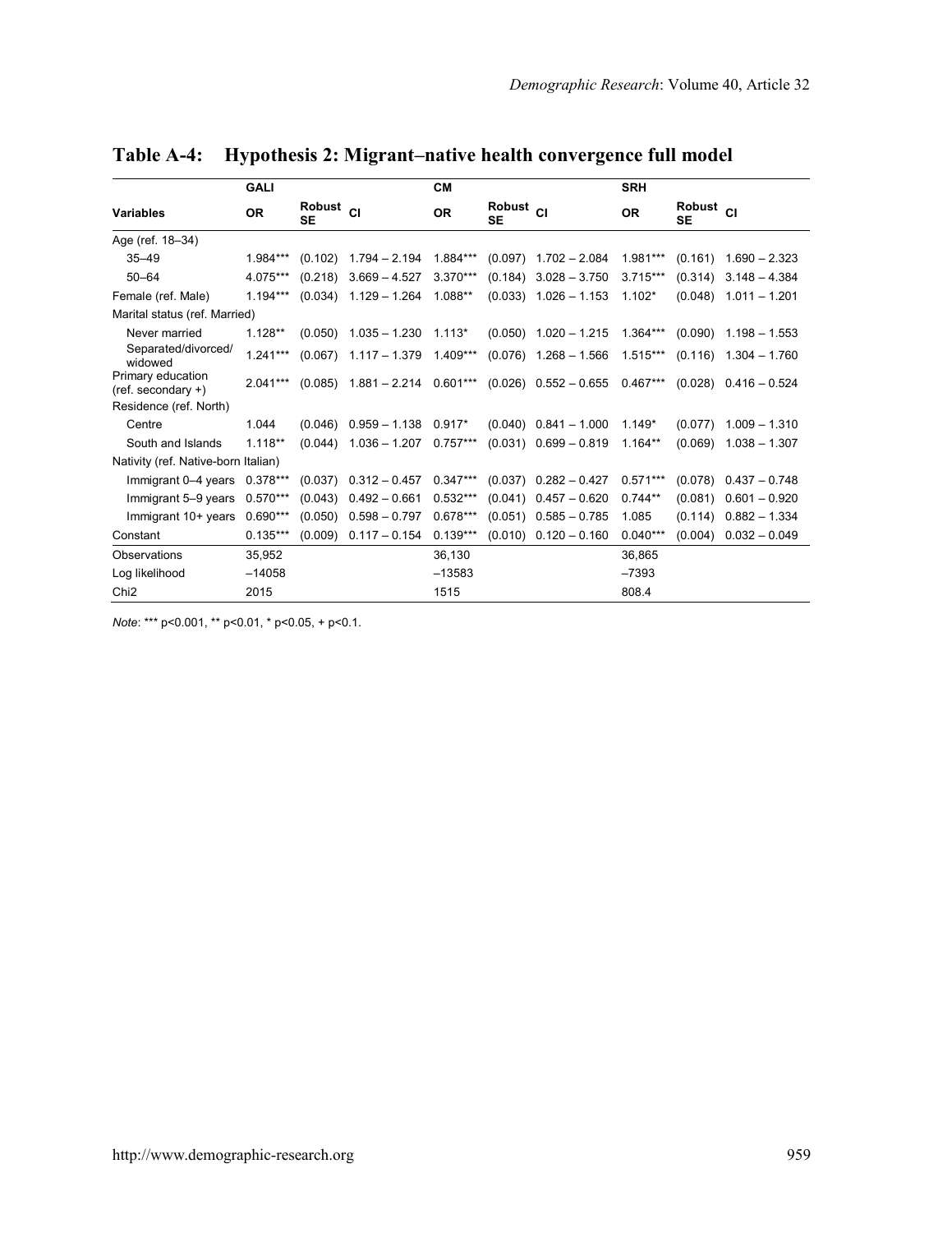**Table A-4: Hypothesis 2: Migrant–native health convergence full model**

| | GALI | | | CM | | | SRH | | |
|---|---|---|---|---|---|---|---|---|---|
| **Variables** | **OR** | **Robust SE** | **CI** | **OR** | **Robust SE** | **CI** | **OR** | **Robust SE** | **CI** |
| Age (ref. 18–34) | | | | | | | | | |
| 35–49 | 1.984*** | (0.102) | 1.794 – 2.194 | 1.884*** | (0.097) | 1.702 – 2.084 | 1.981*** | (0.161) | 1.690 – 2.323 |
| 50–64 | 4.075*** | (0.218) | 3.669 – 4.527 | 3.370*** | (0.184) | 3.028 – 3.750 | 3.715*** | (0.314) | 3.148 – 4.384 |
| Female (ref. Male) | 1.194*** | (0.034) | 1.129 – 1.264 | 1.088** | (0.033) | 1.026 – 1.153 | 1.102* | (0.048) | 1.011 – 1.201 |
| Marital status (ref. Married) | | | | | | | | | |
| Never married | 1.128** | (0.050) | 1.035 – 1.230 | 1.113* | (0.050) | 1.020 – 1.215 | 1.364*** | (0.090) | 1.198 – 1.553 |
| Separated/divorced/ widowed | 1.241*** | (0.067) | 1.117 – 1.379 | 1.409*** | (0.076) | 1.268 – 1.566 | 1.515*** | (0.116) | 1.304 – 1.760 |
| Primary education (ref. secondary +) | 2.041*** | (0.085) | 1.881 – 2.214 | 0.601*** | (0.026) | 0.552 – 0.655 | 0.467*** | (0.028) | 0.416 – 0.524 |
| Residence (ref. North) | | | | | | | | | |
| Centre | 1.044 | (0.046) | 0.959 – 1.138 | 0.917* | (0.040) | 0.841 – 1.000 | 1.149* | (0.077) | 1.009 – 1.310 |
| South and Islands | 1.118** | (0.044) | 1.036 – 1.207 | 0.757*** | (0.031) | 0.699 – 0.819 | 1.164** | (0.069) | 1.038 – 1.307 |
| Nativity (ref. Native-born Italian) | | | | | | | | | |
| Immigrant 0–4 years | 0.378*** | (0.037) | 0.312 – 0.457 | 0.347*** | (0.037) | 0.282 – 0.427 | 0.571*** | (0.078) | 0.437 – 0.748 |
| Immigrant 5–9 years | 0.570*** | (0.043) | 0.492 – 0.661 | 0.532*** | (0.041) | 0.457 – 0.620 | 0.744** | (0.081) | 0.601 – 0.920 |
| Immigrant 10+ years | 0.690*** | (0.050) | 0.598 – 0.797 | 0.678*** | (0.051) | 0.585 – 0.785 | 1.085 | (0.114) | 0.882 – 1.334 |
| Constant | 0.135*** | (0.009) | 0.117 – 0.154 | 0.139*** | (0.010) | 0.120 – 0.160 | 0.040*** | (0.004) | 0.032 – 0.049 |
| Observations | 35,952 | | | 36,130 | | | 36,865 | | |
| Log likelihood | –14058 | | | –13583 | | | –7393 | | |
| Chi2 | 2015 | | | 1515 | | | 808.4 | | |

*Note*: *** p<0.001, ** p<0.01, * p<0.05, + p<0.1.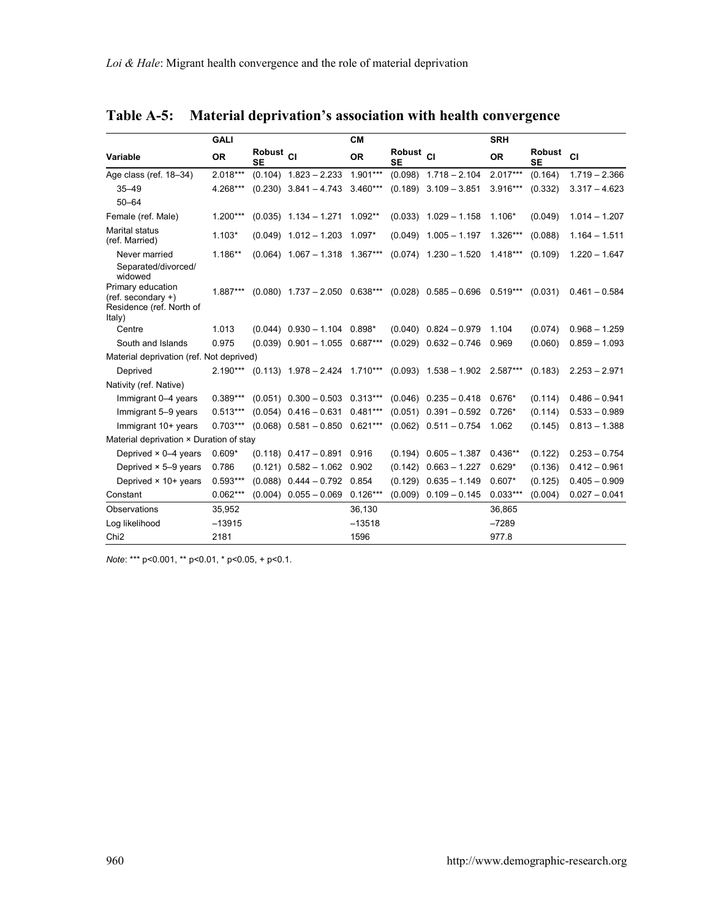## Table A-5: Material deprivation's association with health convergence

| | GALI | | | CM | | | SRH | | |
|---|---|---|---|---|---|---|---|---|---|
| Variable | OR | Robust SE | CI | OR | Robust SE | CI | OR | Robust SE | CI |
| Age class (ref. 18–34) | 2.018*** | (0.104) | 1.823 – 2.233 | 1.901*** | (0.098) | 1.718 – 2.104 | 2.017*** | (0.164) | 1.719 – 2.366 |
| 35–49 | 4.268*** | (0.230) | 3.841 – 4.743 | 3.460*** | (0.189) | 3.109 – 3.851 | 3.916*** | (0.332) | 3.317 – 4.623 |
| 50–64 | | | | | | | | | |
| Female (ref. Male) | 1.200*** | (0.035) | 1.134 – 1.271 | 1.092** | (0.033) | 1.029 – 1.158 | 1.106* | (0.049) | 1.014 – 1.207 |
| Marital status (ref. Married) | 1.103* | (0.049) | 1.012 – 1.203 | 1.097* | (0.049) | 1.005 – 1.197 | 1.326*** | (0.088) | 1.164 – 1.511 |
| Never married | 1.186** | (0.064) | 1.067 – 1.318 | 1.367*** | (0.074) | 1.230 – 1.520 | 1.418*** | (0.109) | 1.220 – 1.647 |
| Separated/divorced/ widowed | | | | | | | | | |
| Primary education (ref. secondary +) | 1.887*** | (0.080) | 1.737 – 2.050 | 0.638*** | (0.028) | 0.585 – 0.696 | 0.519*** | (0.031) | 0.461 – 0.584 |
| Residence (ref. North of Italy) | | | | | | | | | |
| Centre | 1.013 | (0.044) | 0.930 – 1.104 | 0.898* | (0.040) | 0.824 – 0.979 | 1.104 | (0.074) | 0.968 – 1.259 |
| South and Islands | 0.975 | (0.039) | 0.901 – 1.055 | 0.687*** | (0.029) | 0.632 – 0.746 | 0.969 | (0.060) | 0.859 – 1.093 |
| Material deprivation (ref. Not deprived) | | | | | | | | | |
| Deprived | 2.190*** | (0.113) | 1.978 – 2.424 | 1.710*** | (0.093) | 1.538 – 1.902 | 2.587*** | (0.183) | 2.253 – 2.971 |
| Nativity (ref. Native) | | | | | | | | | |
| Immigrant 0–4 years | 0.389*** | (0.051) | 0.300 – 0.503 | 0.313*** | (0.046) | 0.235 – 0.418 | 0.676* | (0.114) | 0.486 – 0.941 |
| Immigrant 5–9 years | 0.513*** | (0.054) | 0.416 – 0.631 | 0.481*** | (0.051) | 0.391 – 0.592 | 0.726* | (0.114) | 0.533 – 0.989 |
| Immigrant 10+ years | 0.703*** | (0.068) | 0.581 – 0.850 | 0.621*** | (0.062) | 0.511 – 0.754 | 1.062 | (0.145) | 0.813 – 1.388 |
| Material deprivation × Duration of stay | | | | | | | | | |
| Deprived × 0–4 years | 0.609* | (0.118) | 0.417 – 0.891 | 0.916 | (0.194) | 0.605 – 1.387 | 0.436** | (0.122) | 0.253 – 0.754 |
| Deprived × 5–9 years | 0.786 | (0.121) | 0.582 – 1.062 | 0.902 | (0.142) | 0.663 – 1.227 | 0.629* | (0.136) | 0.412 – 0.961 |
| Deprived × 10+ years | 0.593*** | (0.088) | 0.444 – 0.792 | 0.854 | (0.129) | 0.635 – 1.149 | 0.607* | (0.125) | 0.405 – 0.909 |
| Constant | 0.062*** | (0.004) | 0.055 – 0.069 | 0.126*** | (0.009) | 0.109 – 0.145 | 0.033*** | (0.004) | 0.027 – 0.041 |
| Observations | 35,952 | | | 36,130 | | | 36,865 | | |
| Log likelihood | –13915 | | | –13518 | | | –7289 | | |
| Chi2 | 2181 | | | 1596 | | | 977.8 | | |

*Note*: *** p<0.001, ** p<0.01, * p<0.05, + p<0.1.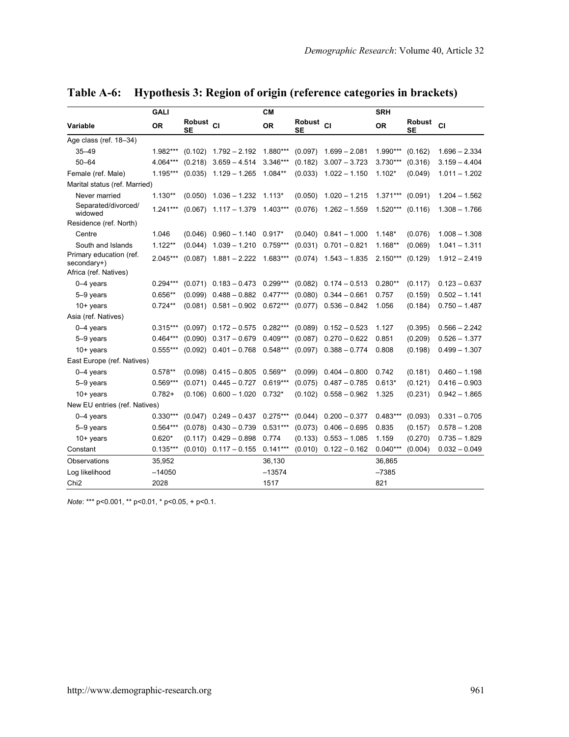**Table A-6: Hypothesis 3: Region of origin (reference categories in brackets)**

| | GALI | | | CM | | | SRH | | |
|---|---|---|---|---|---|---|---|---|---|
| Variable | OR | Robust SE | CI | OR | Robust SE | CI | OR | Robust SE | CI |
| Age class (ref. 18–34) | | | | | | | | | |
| 35–49 | 1.982*** | (0.102) | 1.792 – 2.192 | 1.880*** | (0.097) | 1.699 – 2.081 | 1.990*** | (0.162) | 1.696 – 2.334 |
| 50–64 | 4.064*** | (0.218) | 3.659 – 4.514 | 3.346*** | (0.182) | 3.007 – 3.723 | 3.730*** | (0.316) | 3.159 – 4.404 |
| Female (ref. Male) | 1.195*** | (0.035) | 1.129 – 1.265 | 1.084** | (0.033) | 1.022 – 1.150 | 1.102* | (0.049) | 1.011 – 1.202 |
| Marital status (ref. Married) | | | | | | | | | |
| Never married | 1.130** | (0.050) | 1.036 – 1.232 | 1.113* | (0.050) | 1.020 – 1.215 | 1.371*** | (0.091) | 1.204 – 1.562 |
| Separated/divorced/ widowed | 1.241*** | (0.067) | 1.117 – 1.379 | 1.403*** | (0.076) | 1.262 – 1.559 | 1.520*** | (0.116) | 1.308 – 1.766 |
| Residence (ref. North) | | | | | | | | | |
| Centre | 1.046 | (0.046) | 0.960 – 1.140 | 0.917* | (0.040) | 0.841 – 1.000 | 1.148* | (0.076) | 1.008 – 1.308 |
| South and Islands | 1.122** | (0.044) | 1.039 – 1.210 | 0.759*** | (0.031) | 0.701 – 0.821 | 1.168** | (0.069) | 1.041 – 1.311 |
| Primary education (ref. secondary+) | 2.045*** | (0.087) | 1.881 – 2.222 | 1.683*** | (0.074) | 1.543 – 1.835 | 2.150*** | (0.129) | 1.912 – 2.419 |
| Africa (ref. Natives) | | | | | | | | | |
| 0–4 years | 0.294*** | (0.071) | 0.183 – 0.473 | 0.299*** | (0.082) | 0.174 – 0.513 | 0.280** | (0.117) | 0.123 – 0.637 |
| 5–9 years | 0.656** | (0.099) | 0.488 – 0.882 | 0.477*** | (0.080) | 0.344 – 0.661 | 0.757 | (0.159) | 0.502 – 1.141 |
| 10+ years | 0.724** | (0.081) | 0.581 – 0.902 | 0.672*** | (0.077) | 0.536 – 0.842 | 1.056 | (0.184) | 0.750 – 1.487 |
| Asia (ref. Natives) | | | | | | | | | |
| 0–4 years | 0.315*** | (0.097) | 0.172 – 0.575 | 0.282*** | (0.089) | 0.152 – 0.523 | 1.127 | (0.395) | 0.566 – 2.242 |
| 5–9 years | 0.464*** | (0.090) | 0.317 – 0.679 | 0.409*** | (0.087) | 0.270 – 0.622 | 0.851 | (0.209) | 0.526 – 1.377 |
| 10+ years | 0.555*** | (0.092) | 0.401 – 0.768 | 0.548*** | (0.097) | 0.388 – 0.774 | 0.808 | (0.198) | 0.499 – 1.307 |
| East Europe (ref. Natives) | | | | | | | | | |
| 0–4 years | 0.578** | (0.098) | 0.415 – 0.805 | 0.569** | (0.099) | 0.404 – 0.800 | 0.742 | (0.181) | 0.460 – 1.198 |
| 5–9 years | 0.569*** | (0.071) | 0.445 – 0.727 | 0.619*** | (0.075) | 0.487 – 0.785 | 0.613* | (0.121) | 0.416 – 0.903 |
| 10+ years | 0.782+ | (0.106) | 0.600 – 1.020 | 0.732* | (0.102) | 0.558 – 0.962 | 1.325 | (0.231) | 0.942 – 1.865 |
| New EU entries (ref. Natives) | | | | | | | | | |
| 0–4 years | 0.330*** | (0.047) | 0.249 – 0.437 | 0.275*** | (0.044) | 0.200 – 0.377 | 0.483*** | (0.093) | 0.331 – 0.705 |
| 5–9 years | 0.564*** | (0.078) | 0.430 – 0.739 | 0.531*** | (0.073) | 0.406 – 0.695 | 0.835 | (0.157) | 0.578 – 1.208 |
| 10+ years | 0.620* | (0.117) | 0.429 – 0.898 | 0.774 | (0.133) | 0.553 – 1.085 | 1.159 | (0.270) | 0.735 – 1.829 |
| Constant | 0.135*** | (0.010) | 0.117 – 0.155 | 0.141*** | (0.010) | 0.122 – 0.162 | 0.040*** | (0.004) | 0.032 – 0.049 |
| Observations | 35,952 | | | 36,130 | | | 36,865 | | |
| Log likelihood | –14050 | | | –13574 | | | –7385 | | |
| Chi2 | 2028 | | | 1517 | | | 821 | | |

*Note*: *** p<0.001, ** p<0.01, * p<0.05, + p<0.1.